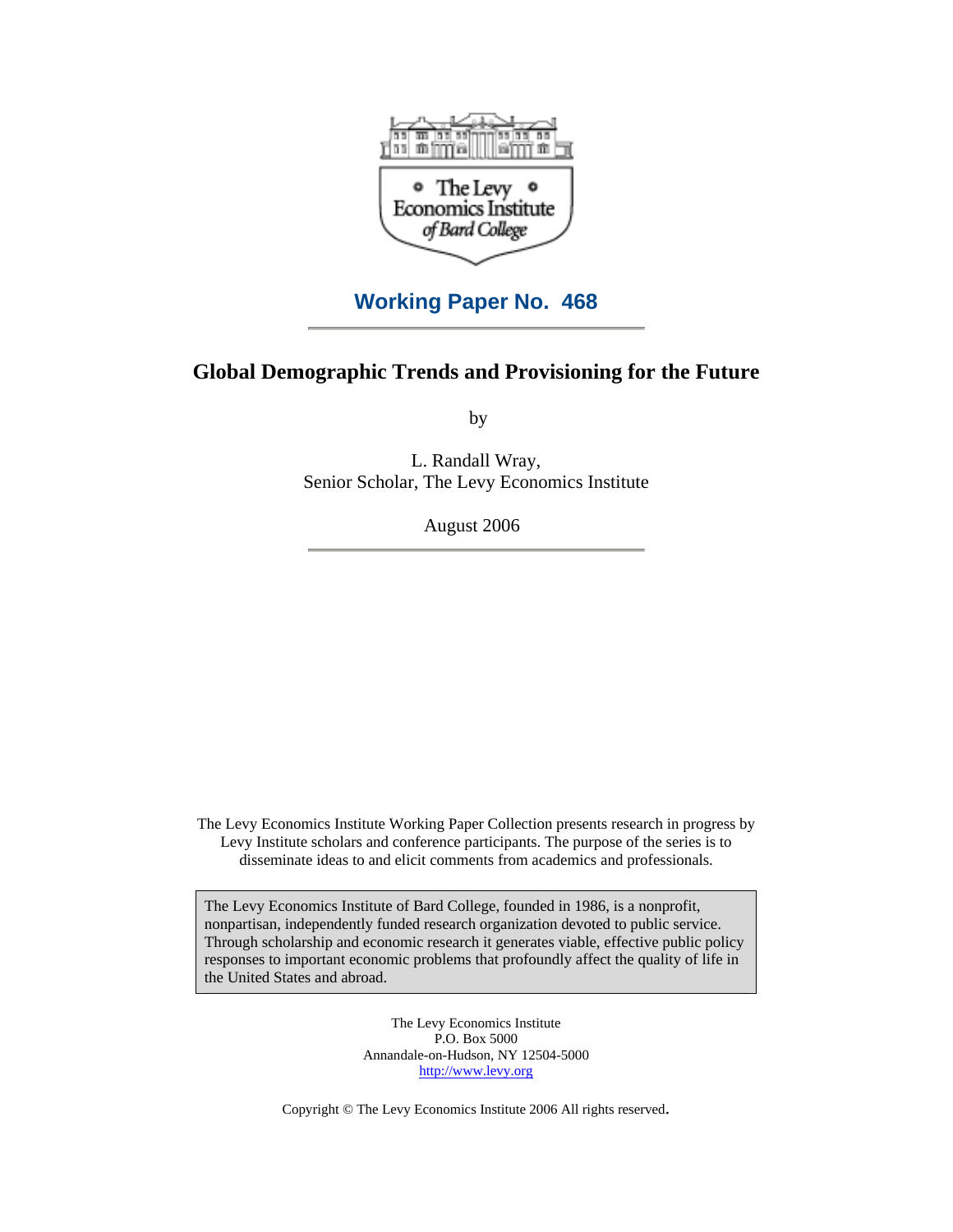**Working Paper No. 468**

# Global Demographic Trends and Provisioning for the Future

by

L. Randall Wray,
Senior Scholar, The Levy Economics Institute

August 2006

The Levy Economics Institute Working Paper Collection presents research in progress by Levy Institute scholars and conference participants. The purpose of the series is to disseminate ideas to and elicit comments from academics and professionals.

The Levy Economics Institute of Bard College, founded in 1986, is a nonprofit, nonpartisan, independently funded research organization devoted to public service. Through scholarship and economic research it generates viable, effective public policy responses to important economic problems that profoundly affect the quality of life in the United States and abroad.

The Levy Economics Institute
P.O. Box 5000
Annandale-on-Hudson, NY 12504-5000
http://www.levy.org

Copyright © The Levy Economics Institute 2006 All rights reserved.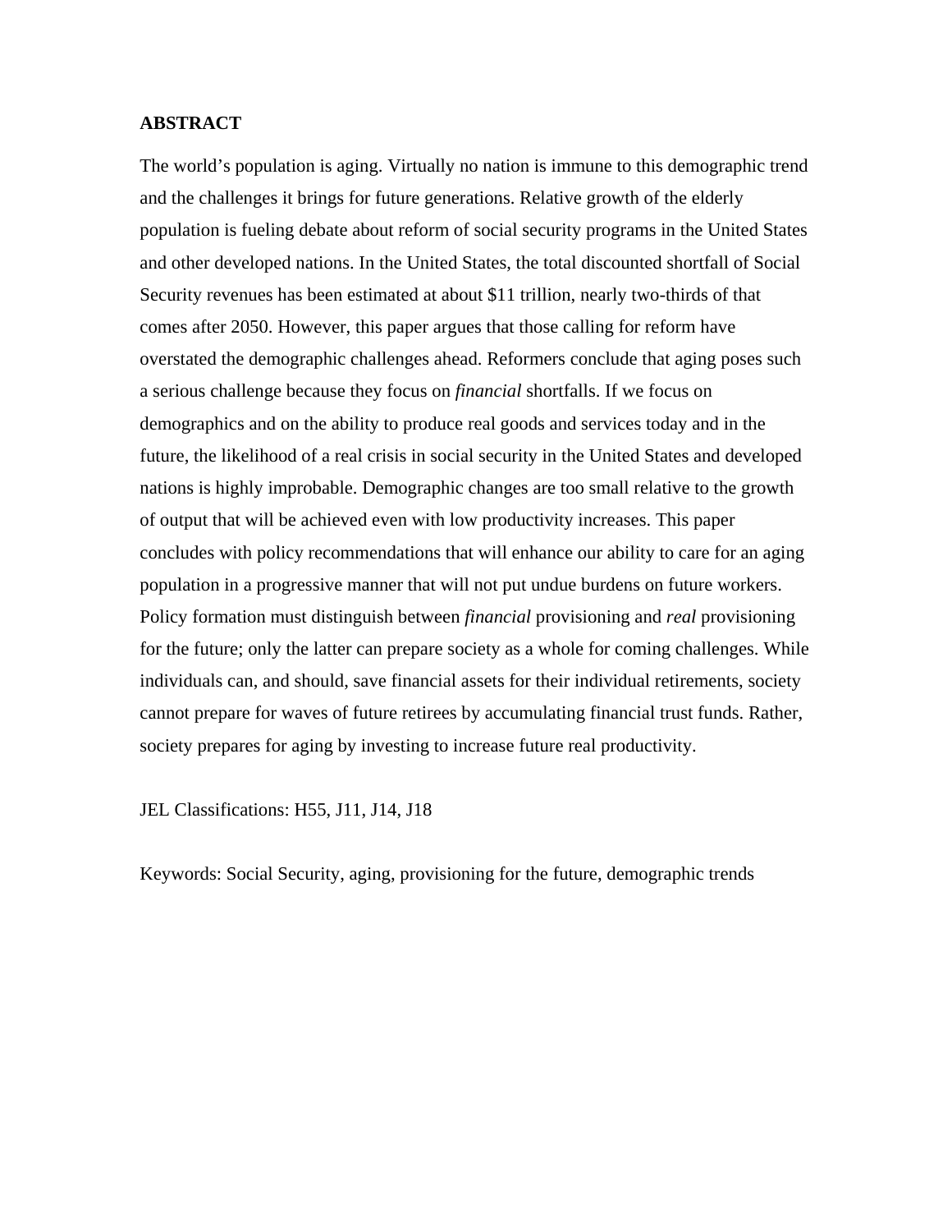**ABSTRACT**

The world's population is aging. Virtually no nation is immune to this demographic trend and the challenges it brings for future generations. Relative growth of the elderly population is fueling debate about reform of social security programs in the United States and other developed nations. In the United States, the total discounted shortfall of Social Security revenues has been estimated at about $11 trillion, nearly two-thirds of that comes after 2050. However, this paper argues that those calling for reform have overstated the demographic challenges ahead. Reformers conclude that aging poses such a serious challenge because they focus on *financial* shortfalls. If we focus on demographics and on the ability to produce real goods and services today and in the future, the likelihood of a real crisis in social security in the United States and developed nations is highly improbable. Demographic changes are too small relative to the growth of output that will be achieved even with low productivity increases. This paper concludes with policy recommendations that will enhance our ability to care for an aging population in a progressive manner that will not put undue burdens on future workers. Policy formation must distinguish between *financial* provisioning and *real* provisioning for the future; only the latter can prepare society as a whole for coming challenges. While individuals can, and should, save financial assets for their individual retirements, society cannot prepare for waves of future retirees by accumulating financial trust funds. Rather, society prepares for aging by investing to increase future real productivity.

JEL Classifications: H55, J11, J14, J18

Keywords: Social Security, aging, provisioning for the future, demographic trends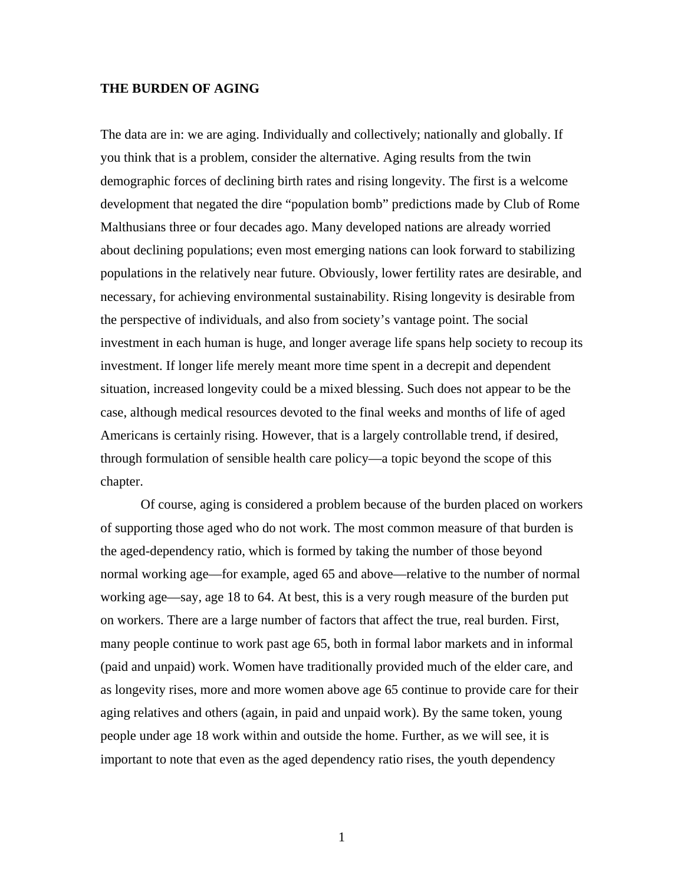## THE BURDEN OF AGING

The data are in: we are aging. Individually and collectively; nationally and globally. If you think that is a problem, consider the alternative. Aging results from the twin demographic forces of declining birth rates and rising longevity. The first is a welcome development that negated the dire “population bomb” predictions made by Club of Rome Malthusians three or four decades ago. Many developed nations are already worried about declining populations; even most emerging nations can look forward to stabilizing populations in the relatively near future. Obviously, lower fertility rates are desirable, and necessary, for achieving environmental sustainability. Rising longevity is desirable from the perspective of individuals, and also from society’s vantage point. The social investment in each human is huge, and longer average life spans help society to recoup its investment. If longer life merely meant more time spent in a decrepit and dependent situation, increased longevity could be a mixed blessing. Such does not appear to be the case, although medical resources devoted to the final weeks and months of life of aged Americans is certainly rising. However, that is a largely controllable trend, if desired, through formulation of sensible health care policy—a topic beyond the scope of this chapter.

Of course, aging is considered a problem because of the burden placed on workers of supporting those aged who do not work. The most common measure of that burden is the aged-dependency ratio, which is formed by taking the number of those beyond normal working age—for example, aged 65 and above—relative to the number of normal working age—say, age 18 to 64. At best, this is a very rough measure of the burden put on workers. There are a large number of factors that affect the true, real burden. First, many people continue to work past age 65, both in formal labor markets and in informal (paid and unpaid) work. Women have traditionally provided much of the elder care, and as longevity rises, more and more women above age 65 continue to provide care for their aging relatives and others (again, in paid and unpaid work). By the same token, young people under age 18 work within and outside the home. Further, as we will see, it is important to note that even as the aged dependency ratio rises, the youth dependency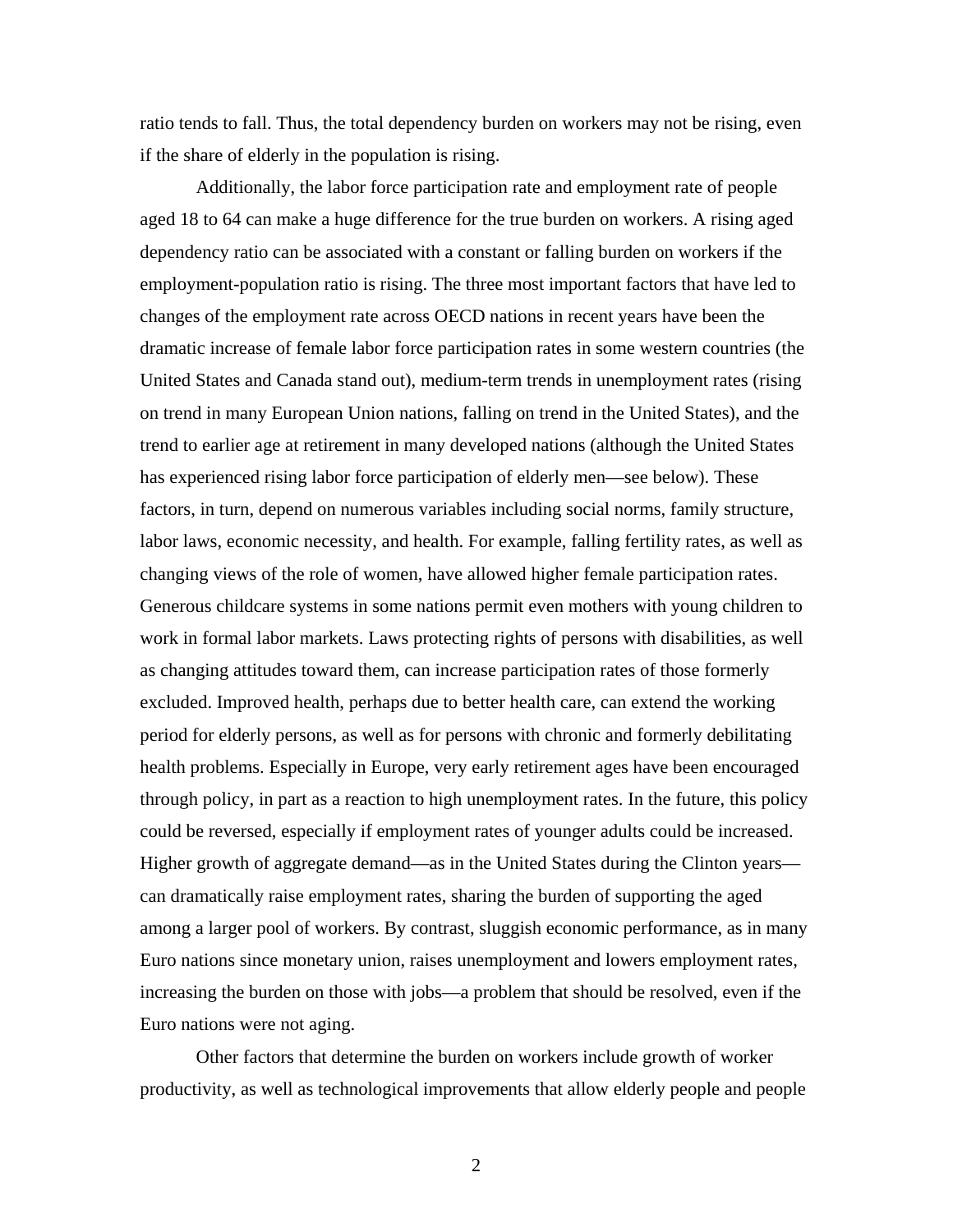ratio tends to fall. Thus, the total dependency burden on workers may not be rising, even if the share of elderly in the population is rising.

Additionally, the labor force participation rate and employment rate of people aged 18 to 64 can make a huge difference for the true burden on workers. A rising aged dependency ratio can be associated with a constant or falling burden on workers if the employment-population ratio is rising. The three most important factors that have led to changes of the employment rate across OECD nations in recent years have been the dramatic increase of female labor force participation rates in some western countries (the United States and Canada stand out), medium-term trends in unemployment rates (rising on trend in many European Union nations, falling on trend in the United States), and the trend to earlier age at retirement in many developed nations (although the United States has experienced rising labor force participation of elderly men—see below). These factors, in turn, depend on numerous variables including social norms, family structure, labor laws, economic necessity, and health. For example, falling fertility rates, as well as changing views of the role of women, have allowed higher female participation rates. Generous childcare systems in some nations permit even mothers with young children to work in formal labor markets. Laws protecting rights of persons with disabilities, as well as changing attitudes toward them, can increase participation rates of those formerly excluded. Improved health, perhaps due to better health care, can extend the working period for elderly persons, as well as for persons with chronic and formerly debilitating health problems. Especially in Europe, very early retirement ages have been encouraged through policy, in part as a reaction to high unemployment rates. In the future, this policy could be reversed, especially if employment rates of younger adults could be increased. Higher growth of aggregate demand—as in the United States during the Clinton years—can dramatically raise employment rates, sharing the burden of supporting the aged among a larger pool of workers. By contrast, sluggish economic performance, as in many Euro nations since monetary union, raises unemployment and lowers employment rates, increasing the burden on those with jobs—a problem that should be resolved, even if the Euro nations were not aging.

Other factors that determine the burden on workers include growth of worker productivity, as well as technological improvements that allow elderly people and people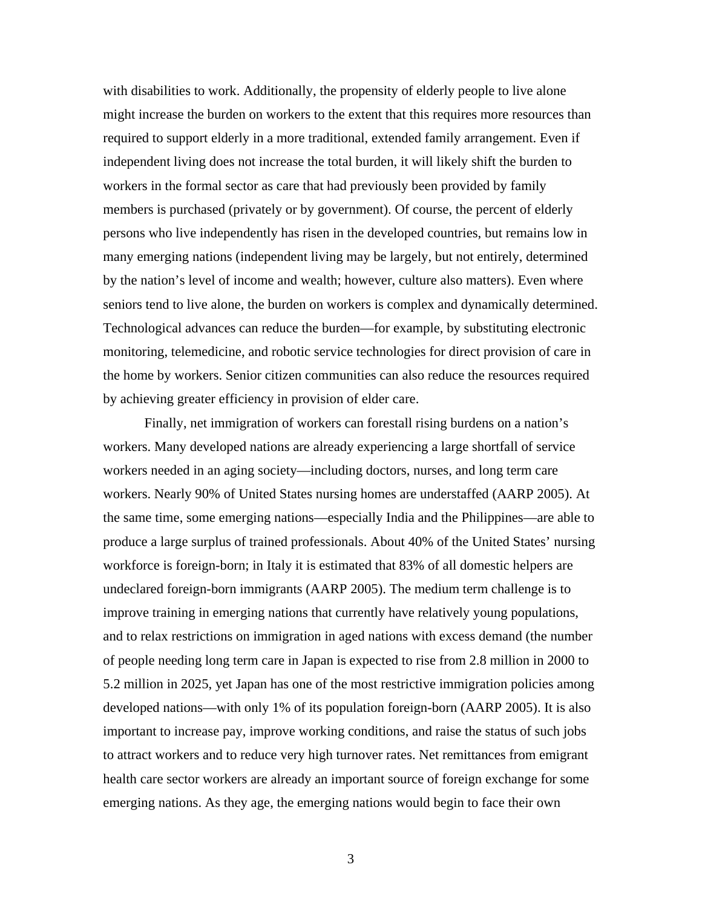with disabilities to work. Additionally, the propensity of elderly people to live alone might increase the burden on workers to the extent that this requires more resources than required to support elderly in a more traditional, extended family arrangement. Even if independent living does not increase the total burden, it will likely shift the burden to workers in the formal sector as care that had previously been provided by family members is purchased (privately or by government). Of course, the percent of elderly persons who live independently has risen in the developed countries, but remains low in many emerging nations (independent living may be largely, but not entirely, determined by the nation's level of income and wealth; however, culture also matters). Even where seniors tend to live alone, the burden on workers is complex and dynamically determined. Technological advances can reduce the burden—for example, by substituting electronic monitoring, telemedicine, and robotic service technologies for direct provision of care in the home by workers. Senior citizen communities can also reduce the resources required by achieving greater efficiency in provision of elder care.

Finally, net immigration of workers can forestall rising burdens on a nation's workers. Many developed nations are already experiencing a large shortfall of service workers needed in an aging society—including doctors, nurses, and long term care workers. Nearly 90% of United States nursing homes are understaffed (AARP 2005). At the same time, some emerging nations—especially India and the Philippines—are able to produce a large surplus of trained professionals. About 40% of the United States' nursing workforce is foreign-born; in Italy it is estimated that 83% of all domestic helpers are undeclared foreign-born immigrants (AARP 2005). The medium term challenge is to improve training in emerging nations that currently have relatively young populations, and to relax restrictions on immigration in aged nations with excess demand (the number of people needing long term care in Japan is expected to rise from 2.8 million in 2000 to 5.2 million in 2025, yet Japan has one of the most restrictive immigration policies among developed nations—with only 1% of its population foreign-born (AARP 2005). It is also important to increase pay, improve working conditions, and raise the status of such jobs to attract workers and to reduce very high turnover rates. Net remittances from emigrant health care sector workers are already an important source of foreign exchange for some emerging nations. As they age, the emerging nations would begin to face their own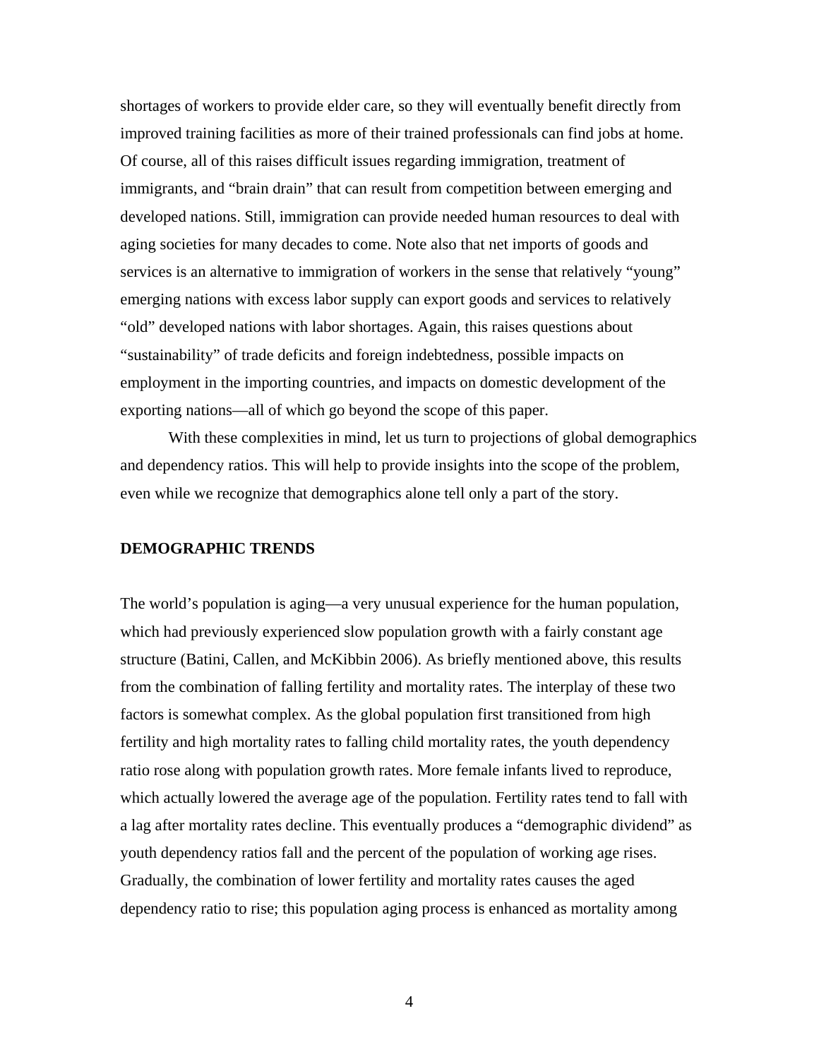shortages of workers to provide elder care, so they will eventually benefit directly from improved training facilities as more of their trained professionals can find jobs at home. Of course, all of this raises difficult issues regarding immigration, treatment of immigrants, and "brain drain" that can result from competition between emerging and developed nations. Still, immigration can provide needed human resources to deal with aging societies for many decades to come. Note also that net imports of goods and services is an alternative to immigration of workers in the sense that relatively "young" emerging nations with excess labor supply can export goods and services to relatively "old" developed nations with labor shortages. Again, this raises questions about "sustainability" of trade deficits and foreign indebtedness, possible impacts on employment in the importing countries, and impacts on domestic development of the exporting nations—all of which go beyond the scope of this paper.

With these complexities in mind, let us turn to projections of global demographics and dependency ratios. This will help to provide insights into the scope of the problem, even while we recognize that demographics alone tell only a part of the story.

## DEMOGRAPHIC TRENDS

The world's population is aging—a very unusual experience for the human population, which had previously experienced slow population growth with a fairly constant age structure (Batini, Callen, and McKibbin 2006). As briefly mentioned above, this results from the combination of falling fertility and mortality rates. The interplay of these two factors is somewhat complex. As the global population first transitioned from high fertility and high mortality rates to falling child mortality rates, the youth dependency ratio rose along with population growth rates. More female infants lived to reproduce, which actually lowered the average age of the population. Fertility rates tend to fall with a lag after mortality rates decline. This eventually produces a "demographic dividend" as youth dependency ratios fall and the percent of the population of working age rises. Gradually, the combination of lower fertility and mortality rates causes the aged dependency ratio to rise; this population aging process is enhanced as mortality among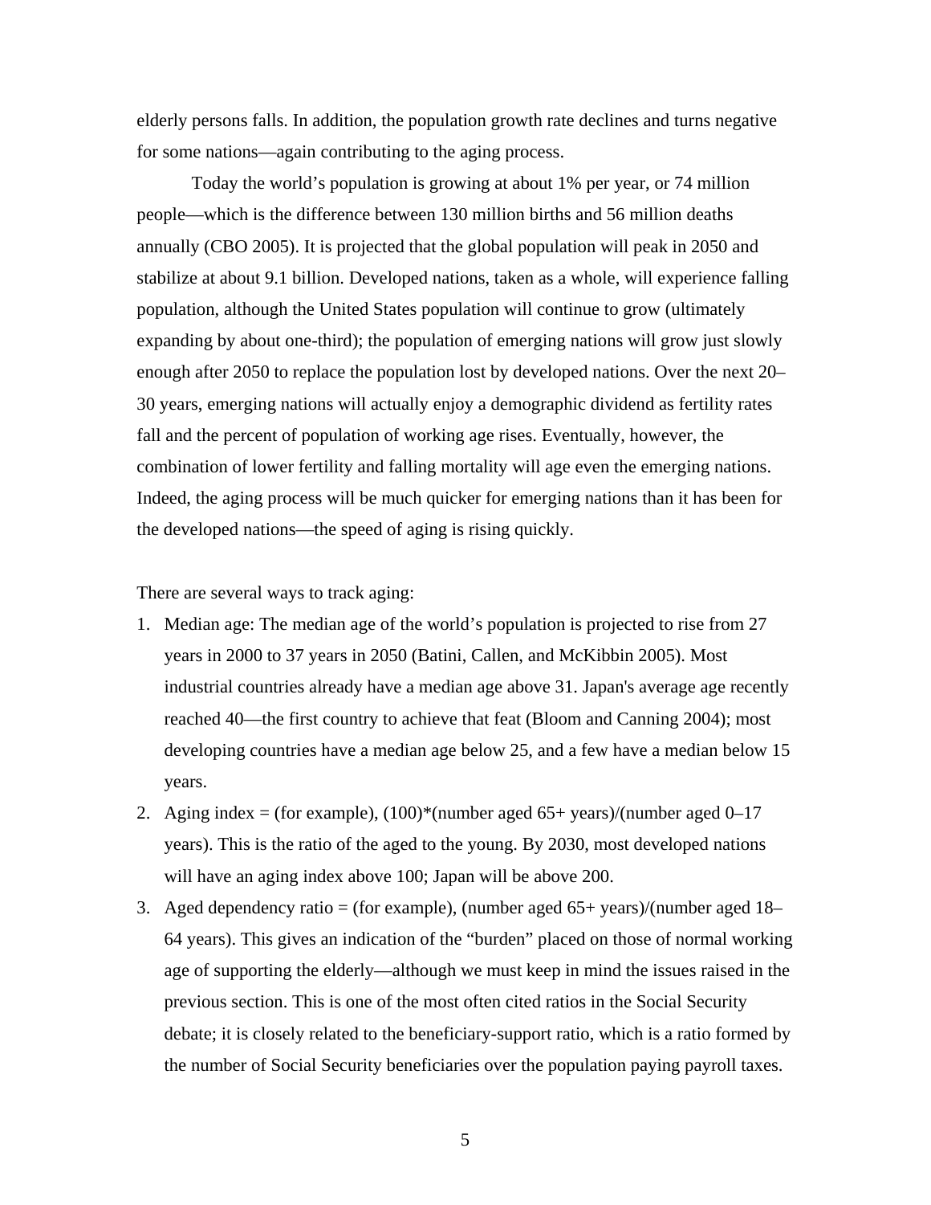elderly persons falls. In addition, the population growth rate declines and turns negative for some nations—again contributing to the aging process.

Today the world's population is growing at about 1% per year, or 74 million people—which is the difference between 130 million births and 56 million deaths annually (CBO 2005). It is projected that the global population will peak in 2050 and stabilize at about 9.1 billion. Developed nations, taken as a whole, will experience falling population, although the United States population will continue to grow (ultimately expanding by about one-third); the population of emerging nations will grow just slowly enough after 2050 to replace the population lost by developed nations. Over the next 20–30 years, emerging nations will actually enjoy a demographic dividend as fertility rates fall and the percent of population of working age rises. Eventually, however, the combination of lower fertility and falling mortality will age even the emerging nations. Indeed, the aging process will be much quicker for emerging nations than it has been for the developed nations—the speed of aging is rising quickly.

There are several ways to track aging:

1. Median age: The median age of the world's population is projected to rise from 27 years in 2000 to 37 years in 2050 (Batini, Callen, and McKibbin 2005). Most industrial countries already have a median age above 31. Japan's average age recently reached 40—the first country to achieve that feat (Bloom and Canning 2004); most developing countries have a median age below 25, and a few have a median below 15 years.
2. Aging index = (for example), (100)*(number aged 65+ years)/(number aged 0–17 years). This is the ratio of the aged to the young. By 2030, most developed nations will have an aging index above 100; Japan will be above 200.
3. Aged dependency ratio = (for example), (number aged 65+ years)/(number aged 18–64 years). This gives an indication of the "burden" placed on those of normal working age of supporting the elderly—although we must keep in mind the issues raised in the previous section. This is one of the most often cited ratios in the Social Security debate; it is closely related to the beneficiary-support ratio, which is a ratio formed by the number of Social Security beneficiaries over the population paying payroll taxes.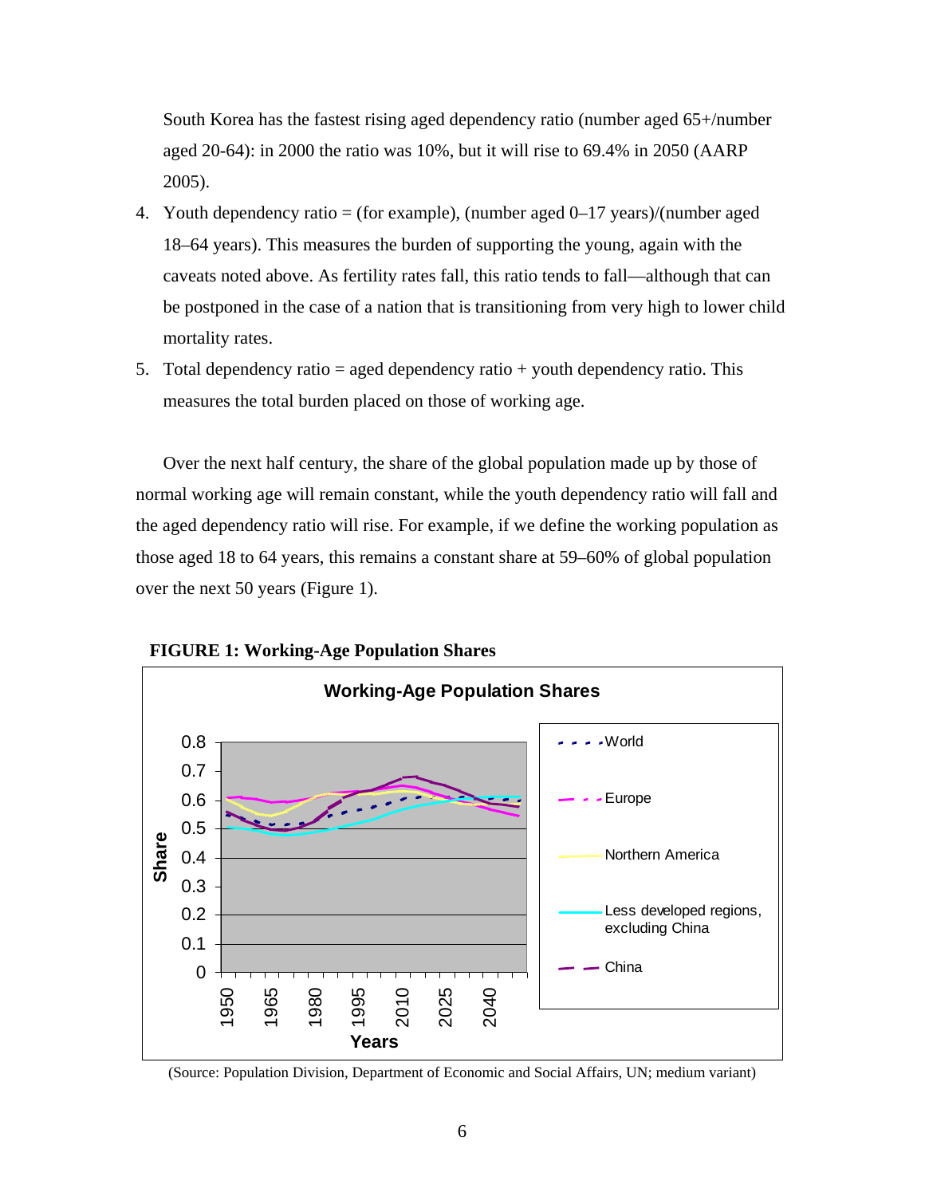South Korea has the fastest rising aged dependency ratio (number aged 65+/number aged 20-64): in 2000 the ratio was 10%, but it will rise to 69.4% in 2050 (AARP 2005).

4. Youth dependency ratio = (for example), (number aged 0–17 years)/(number aged 18–64 years). This measures the burden of supporting the young, again with the caveats noted above. As fertility rates fall, this ratio tends to fall—although that can be postponed in the case of a nation that is transitioning from very high to lower child mortality rates.
5. Total dependency ratio = aged dependency ratio + youth dependency ratio. This measures the total burden placed on those of working age.

Over the next half century, the share of the global population made up by those of normal working age will remain constant, while the youth dependency ratio will fall and the aged dependency ratio will rise. For example, if we define the working population as those aged 18 to 64 years, this remains a constant share at 59–60% of global population over the next 50 years (Figure 1).

**FIGURE 1: Working-Age Population Shares**

(Source: Population Division, Department of Economic and Social Affairs, UN; medium variant)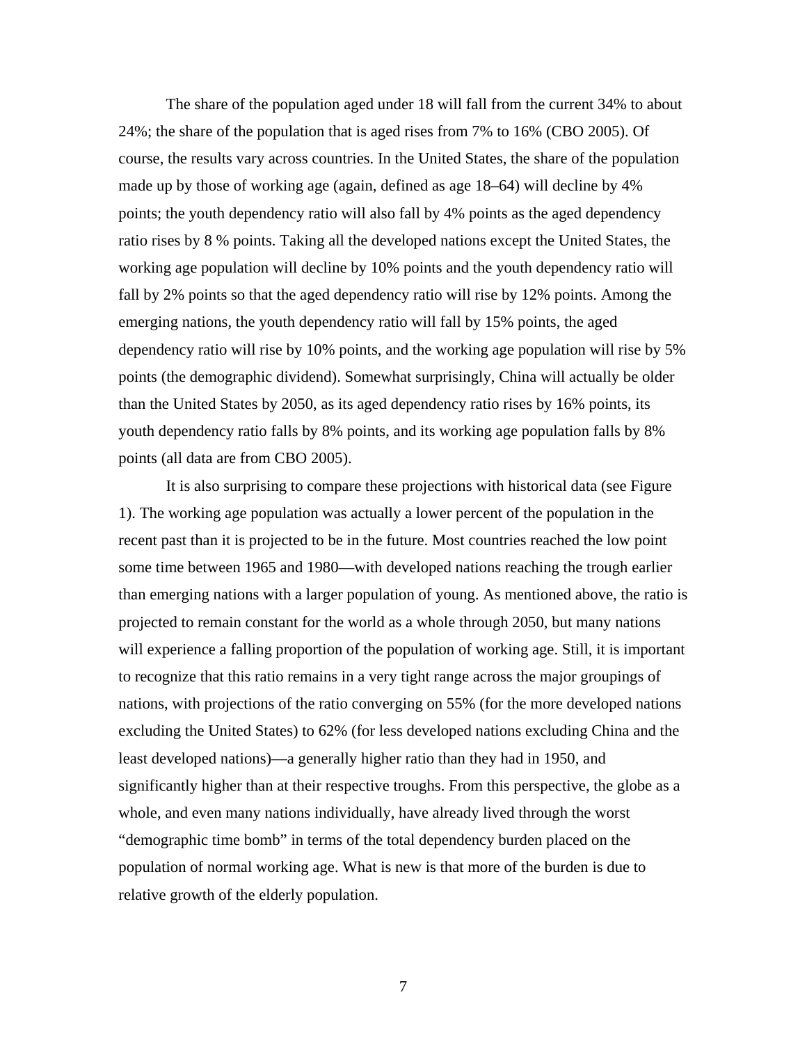The share of the population aged under 18 will fall from the current 34% to about 24%; the share of the population that is aged rises from 7% to 16% (CBO 2005). Of course, the results vary across countries. In the United States, the share of the population made up by those of working age (again, defined as age 18–64) will decline by 4% points; the youth dependency ratio will also fall by 4% points as the aged dependency ratio rises by 8 % points. Taking all the developed nations except the United States, the working age population will decline by 10% points and the youth dependency ratio will fall by 2% points so that the aged dependency ratio will rise by 12% points. Among the emerging nations, the youth dependency ratio will fall by 15% points, the aged dependency ratio will rise by 10% points, and the working age population will rise by 5% points (the demographic dividend). Somewhat surprisingly, China will actually be older than the United States by 2050, as its aged dependency ratio rises by 16% points, its youth dependency ratio falls by 8% points, and its working age population falls by 8% points (all data are from CBO 2005).

It is also surprising to compare these projections with historical data (see Figure 1). The working age population was actually a lower percent of the population in the recent past than it is projected to be in the future. Most countries reached the low point some time between 1965 and 1980—with developed nations reaching the trough earlier than emerging nations with a larger population of young. As mentioned above, the ratio is projected to remain constant for the world as a whole through 2050, but many nations will experience a falling proportion of the population of working age. Still, it is important to recognize that this ratio remains in a very tight range across the major groupings of nations, with projections of the ratio converging on 55% (for the more developed nations excluding the United States) to 62% (for less developed nations excluding China and the least developed nations)—a generally higher ratio than they had in 1950, and significantly higher than at their respective troughs. From this perspective, the globe as a whole, and even many nations individually, have already lived through the worst "demographic time bomb" in terms of the total dependency burden placed on the population of normal working age. What is new is that more of the burden is due to relative growth of the elderly population.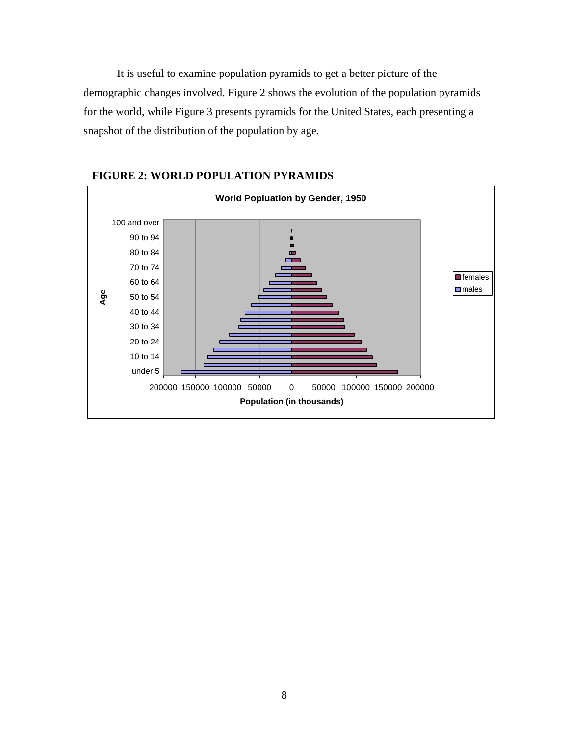It is useful to examine population pyramids to get a better picture of the demographic changes involved. Figure 2 shows the evolution of the population pyramids for the world, while Figure 3 presents pyramids for the United States, each presenting a snapshot of the distribution of the population by age.

**FIGURE 2: WORLD POPULATION PYRAMIDS**

World Popluation by Gender, 1950

Age

100 and over
90 to 94
80 to 84
70 to 74
60 to 64
50 to 54
40 to 44
30 to 34
20 to 24
10 to 14
under 5

200000 150000 100000 50000 0 50000 100000 150000 200000

Population (in thousands)

females
males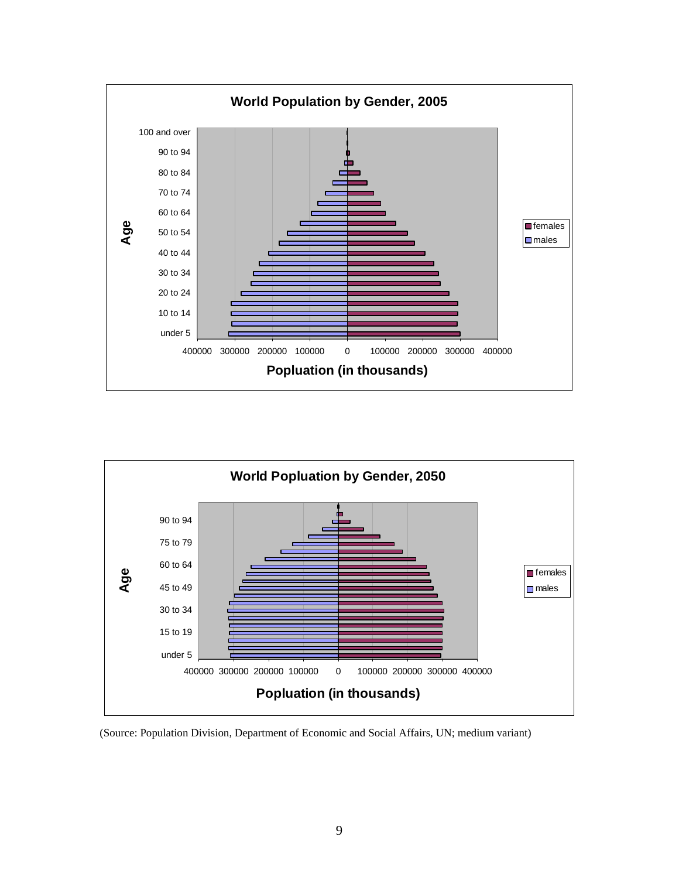**World Population by Gender, 2005**

**World Popluation by Gender, 2050**

(Source: Population Division, Department of Economic and Social Affairs, UN; medium variant)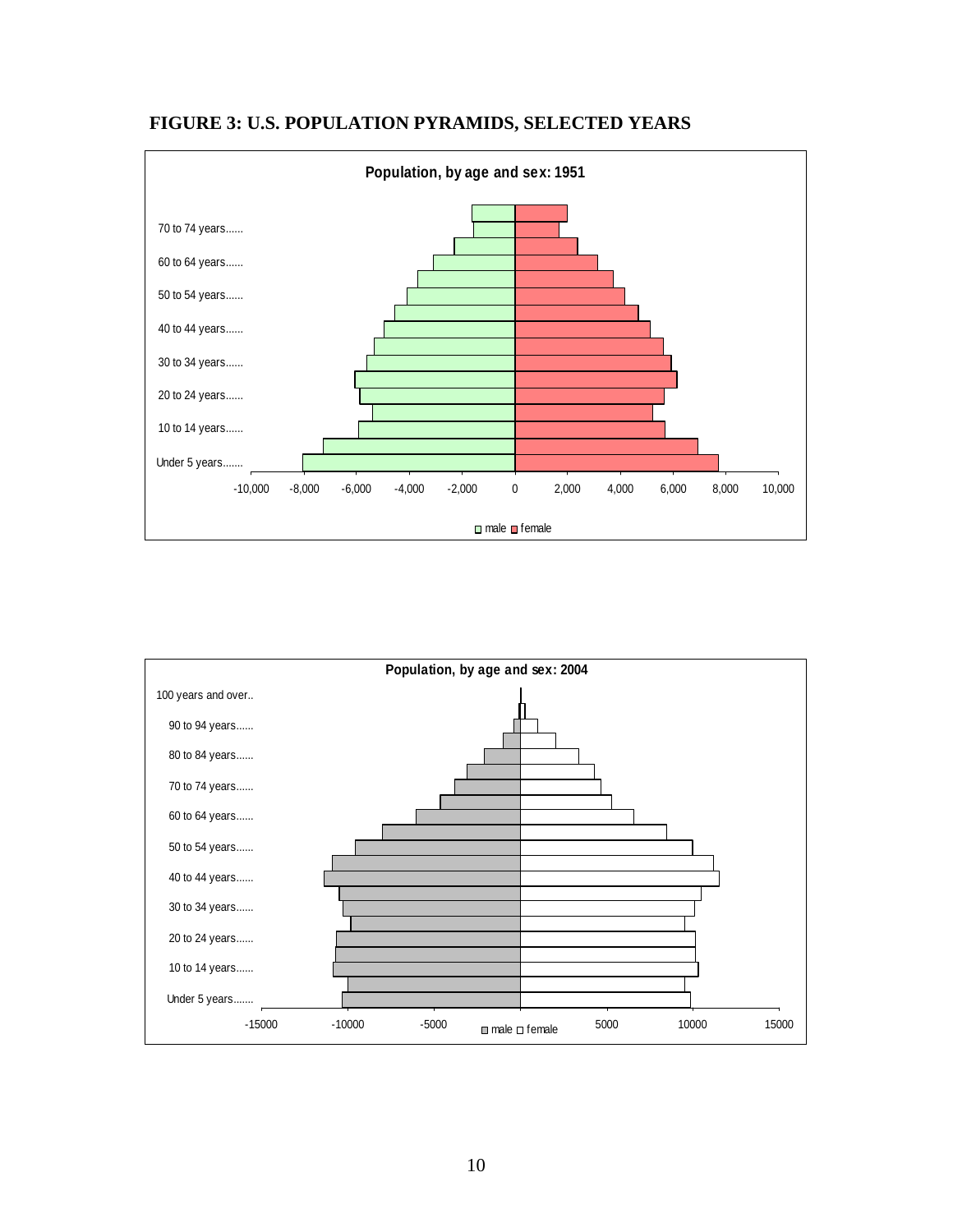**FIGURE 3: U.S. POPULATION PYRAMIDS, SELECTED YEARS**

Population, by age and sex: 1951

70 to 74 years......
60 to 64 years......
50 to 54 years......
40 to 44 years......
30 to 34 years......
20 to 24 years......
10 to 14 years......
Under 5 years.......

-10,000 -8,000 -6,000 -4,000 -2,000 0 2,000 4,000 6,000 8,000 10,000

male female

Population, by age and sex: 2004

100 years and over..
90 to 94 years......
80 to 84 years......
70 to 74 years......
60 to 64 years......
50 to 54 years......
40 to 44 years......
30 to 34 years......
20 to 24 years......
10 to 14 years......
Under 5 years.......

-15000 -10000 -5000 male female 5000 10000 15000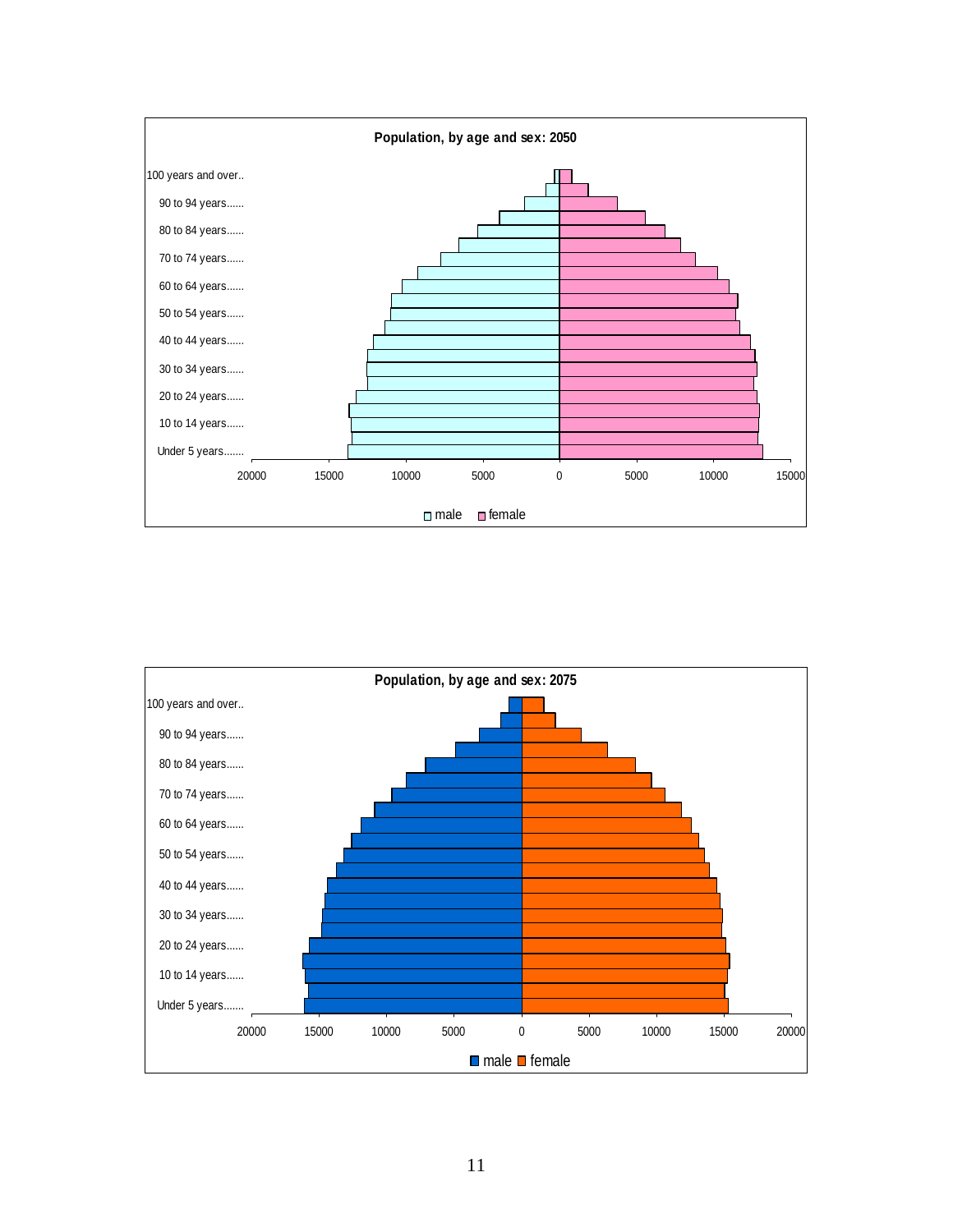**Population, by age and sex: 2050**

100 years and over..
90 to 94 years......
80 to 84 years......
70 to 74 years......
60 to 64 years......
50 to 54 years......
40 to 44 years......
30 to 34 years......
20 to 24 years......
10 to 14 years......
Under 5 years.......

20000 15000 10000 5000 0 5000 10000 15000

male female

**Population, by age and sex: 2075**

100 years and over..
90 to 94 years......
80 to 84 years......
70 to 74 years......
60 to 64 years......
50 to 54 years......
40 to 44 years......
30 to 34 years......
20 to 24 years......
10 to 14 years......
Under 5 years.......

20000 15000 10000 5000 0 5000 10000 15000 20000

male female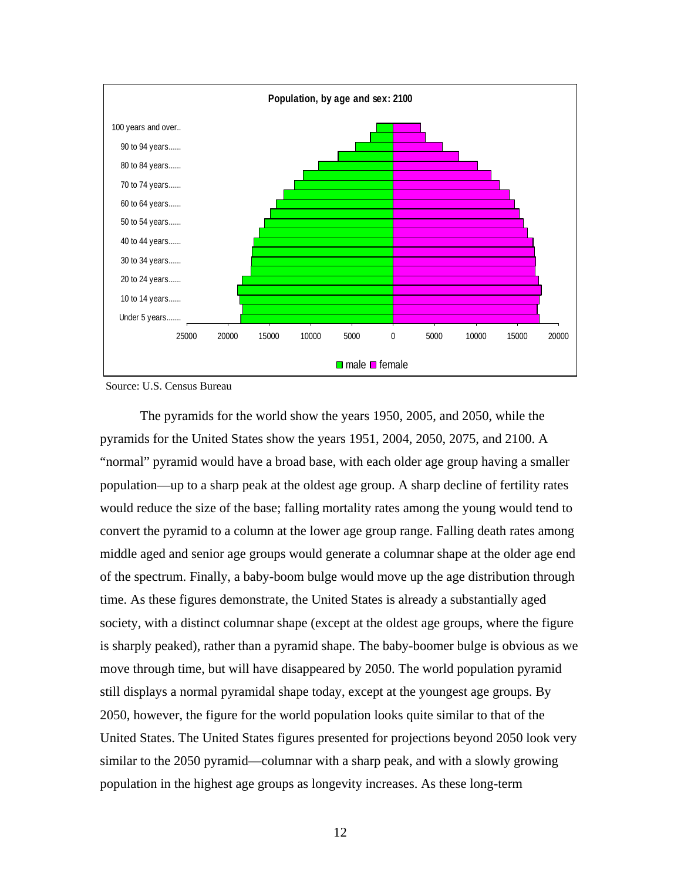**Population, by age and sex: 2100**

Source: U.S. Census Bureau

The pyramids for the world show the years 1950, 2005, and 2050, while the pyramids for the United States show the years 1951, 2004, 2050, 2075, and 2100. A "normal" pyramid would have a broad base, with each older age group having a smaller population—up to a sharp peak at the oldest age group. A sharp decline of fertility rates would reduce the size of the base; falling mortality rates among the young would tend to convert the pyramid to a column at the lower age group range. Falling death rates among middle aged and senior age groups would generate a columnar shape at the older age end of the spectrum. Finally, a baby-boom bulge would move up the age distribution through time. As these figures demonstrate, the United States is already a substantially aged society, with a distinct columnar shape (except at the oldest age groups, where the figure is sharply peaked), rather than a pyramid shape. The baby-boomer bulge is obvious as we move through time, but will have disappeared by 2050. The world population pyramid still displays a normal pyramidal shape today, except at the youngest age groups. By 2050, however, the figure for the world population looks quite similar to that of the United States. The United States figures presented for projections beyond 2050 look very similar to the 2050 pyramid—columnar with a sharp peak, and with a slowly growing population in the highest age groups as longevity increases. As these long-term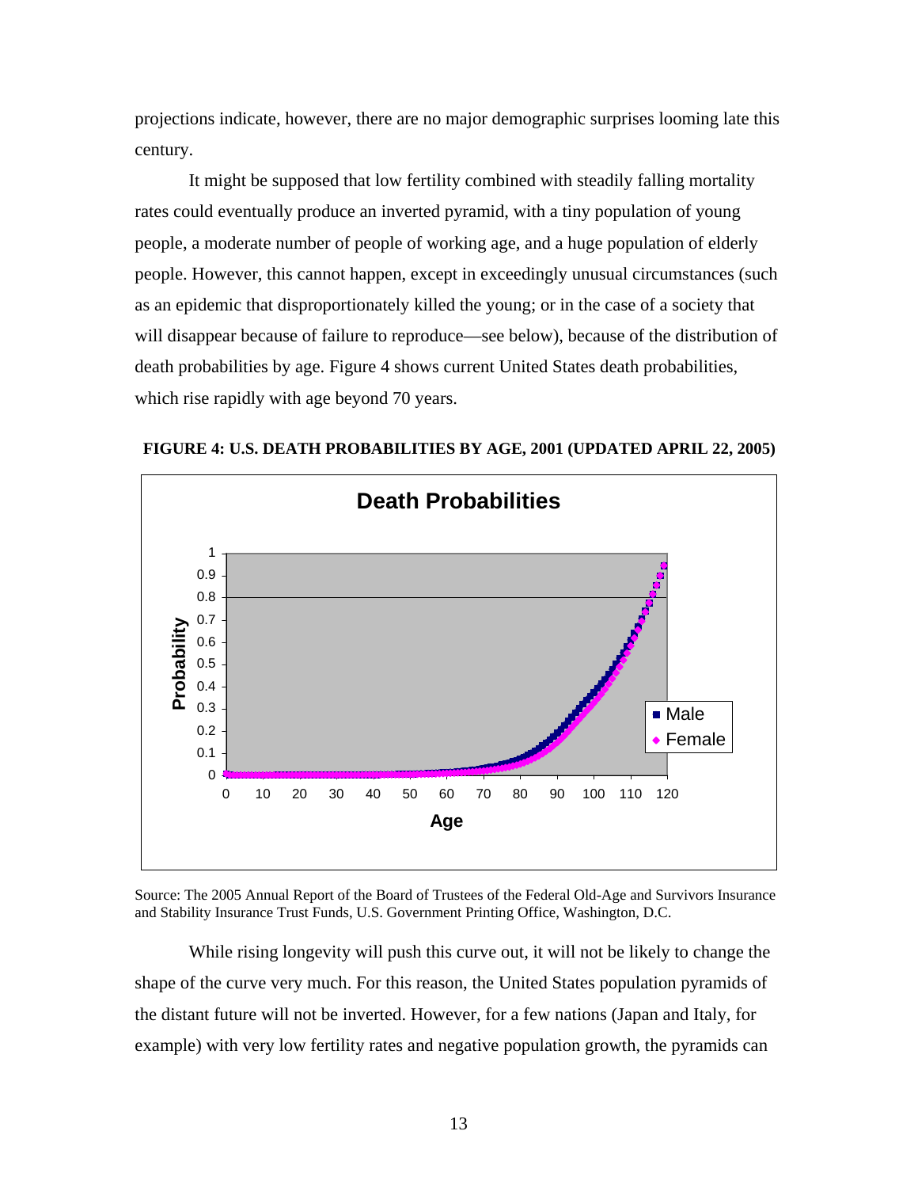projections indicate, however, there are no major demographic surprises looming late this century.

It might be supposed that low fertility combined with steadily falling mortality rates could eventually produce an inverted pyramid, with a tiny population of young people, a moderate number of people of working age, and a huge population of elderly people. However, this cannot happen, except in exceedingly unusual circumstances (such as an epidemic that disproportionately killed the young; or in the case of a society that will disappear because of failure to reproduce—see below), because of the distribution of death probabilities by age. Figure 4 shows current United States death probabilities, which rise rapidly with age beyond 70 years.

**FIGURE 4: U.S. DEATH PROBABILITIES BY AGE, 2001 (UPDATED APRIL 22, 2005)**

Source: The 2005 Annual Report of the Board of Trustees of the Federal Old-Age and Survivors Insurance and Stability Insurance Trust Funds, U.S. Government Printing Office, Washington, D.C.

While rising longevity will push this curve out, it will not be likely to change the shape of the curve very much. For this reason, the United States population pyramids of the distant future will not be inverted. However, for a few nations (Japan and Italy, for example) with very low fertility rates and negative population growth, the pyramids can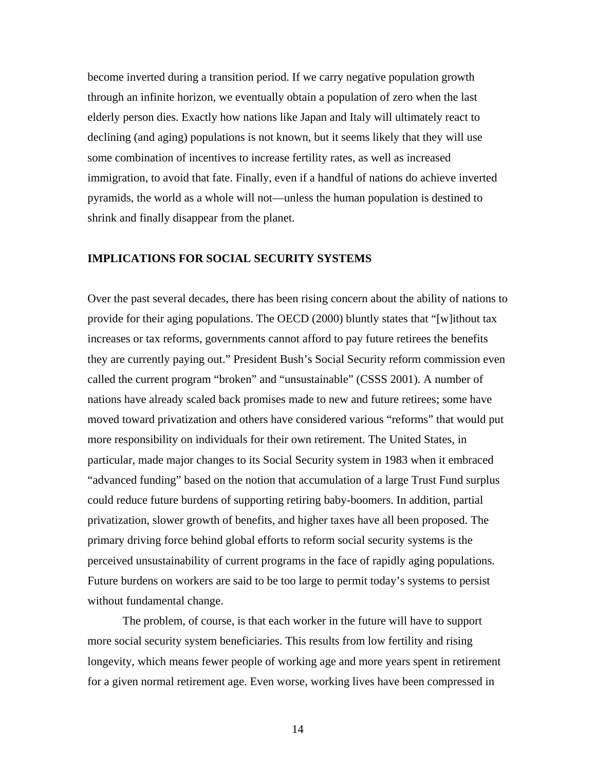become inverted during a transition period. If we carry negative population growth through an infinite horizon, we eventually obtain a population of zero when the last elderly person dies. Exactly how nations like Japan and Italy will ultimately react to declining (and aging) populations is not known, but it seems likely that they will use some combination of incentives to increase fertility rates, as well as increased immigration, to avoid that fate. Finally, even if a handful of nations do achieve inverted pyramids, the world as a whole will not—unless the human population is destined to shrink and finally disappear from the planet.

## IMPLICATIONS FOR SOCIAL SECURITY SYSTEMS

Over the past several decades, there has been rising concern about the ability of nations to provide for their aging populations. The OECD (2000) bluntly states that "[w]ithout tax increases or tax reforms, governments cannot afford to pay future retirees the benefits they are currently paying out." President Bush's Social Security reform commission even called the current program "broken" and "unsustainable" (CSSS 2001). A number of nations have already scaled back promises made to new and future retirees; some have moved toward privatization and others have considered various "reforms" that would put more responsibility on individuals for their own retirement. The United States, in particular, made major changes to its Social Security system in 1983 when it embraced "advanced funding" based on the notion that accumulation of a large Trust Fund surplus could reduce future burdens of supporting retiring baby-boomers. In addition, partial privatization, slower growth of benefits, and higher taxes have all been proposed. The primary driving force behind global efforts to reform social security systems is the perceived unsustainability of current programs in the face of rapidly aging populations. Future burdens on workers are said to be too large to permit today's systems to persist without fundamental change.

The problem, of course, is that each worker in the future will have to support more social security system beneficiaries. This results from low fertility and rising longevity, which means fewer people of working age and more years spent in retirement for a given normal retirement age. Even worse, working lives have been compressed in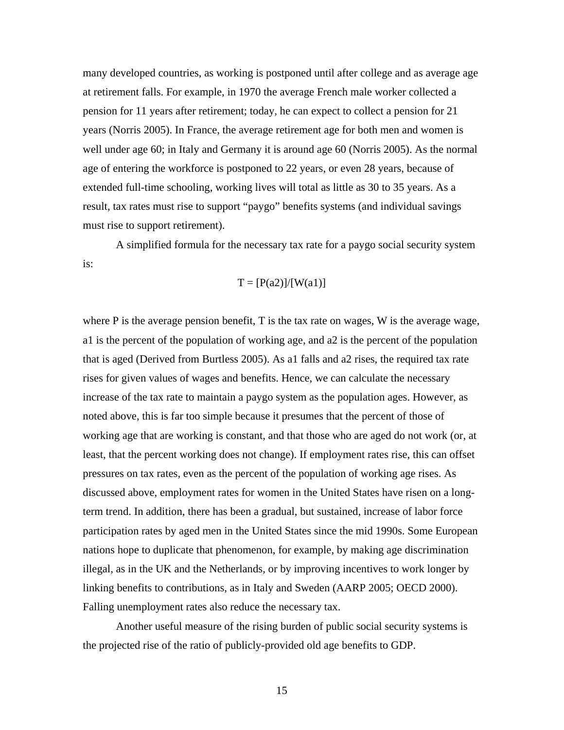many developed countries, as working is postponed until after college and as average age at retirement falls. For example, in 1970 the average French male worker collected a pension for 11 years after retirement; today, he can expect to collect a pension for 21 years (Norris 2005). In France, the average retirement age for both men and women is well under age 60; in Italy and Germany it is around age 60 (Norris 2005). As the normal age of entering the workforce is postponed to 22 years, or even 28 years, because of extended full-time schooling, working lives will total as little as 30 to 35 years. As a result, tax rates must rise to support "paygo" benefits systems (and individual savings must rise to support retirement).

A simplified formula for the necessary tax rate for a paygo social security system is:

$$T = [P(a2)]/[W(a1)]$$

where P is the average pension benefit, T is the tax rate on wages, W is the average wage, a1 is the percent of the population of working age, and a2 is the percent of the population that is aged (Derived from Burtless 2005). As a1 falls and a2 rises, the required tax rate rises for given values of wages and benefits. Hence, we can calculate the necessary increase of the tax rate to maintain a paygo system as the population ages. However, as noted above, this is far too simple because it presumes that the percent of those of working age that are working is constant, and that those who are aged do not work (or, at least, that the percent working does not change). If employment rates rise, this can offset pressures on tax rates, even as the percent of the population of working age rises. As discussed above, employment rates for women in the United States have risen on a long-term trend. In addition, there has been a gradual, but sustained, increase of labor force participation rates by aged men in the United States since the mid 1990s. Some European nations hope to duplicate that phenomenon, for example, by making age discrimination illegal, as in the UK and the Netherlands, or by improving incentives to work longer by linking benefits to contributions, as in Italy and Sweden (AARP 2005; OECD 2000). Falling unemployment rates also reduce the necessary tax.

Another useful measure of the rising burden of public social security systems is the projected rise of the ratio of publicly-provided old age benefits to GDP.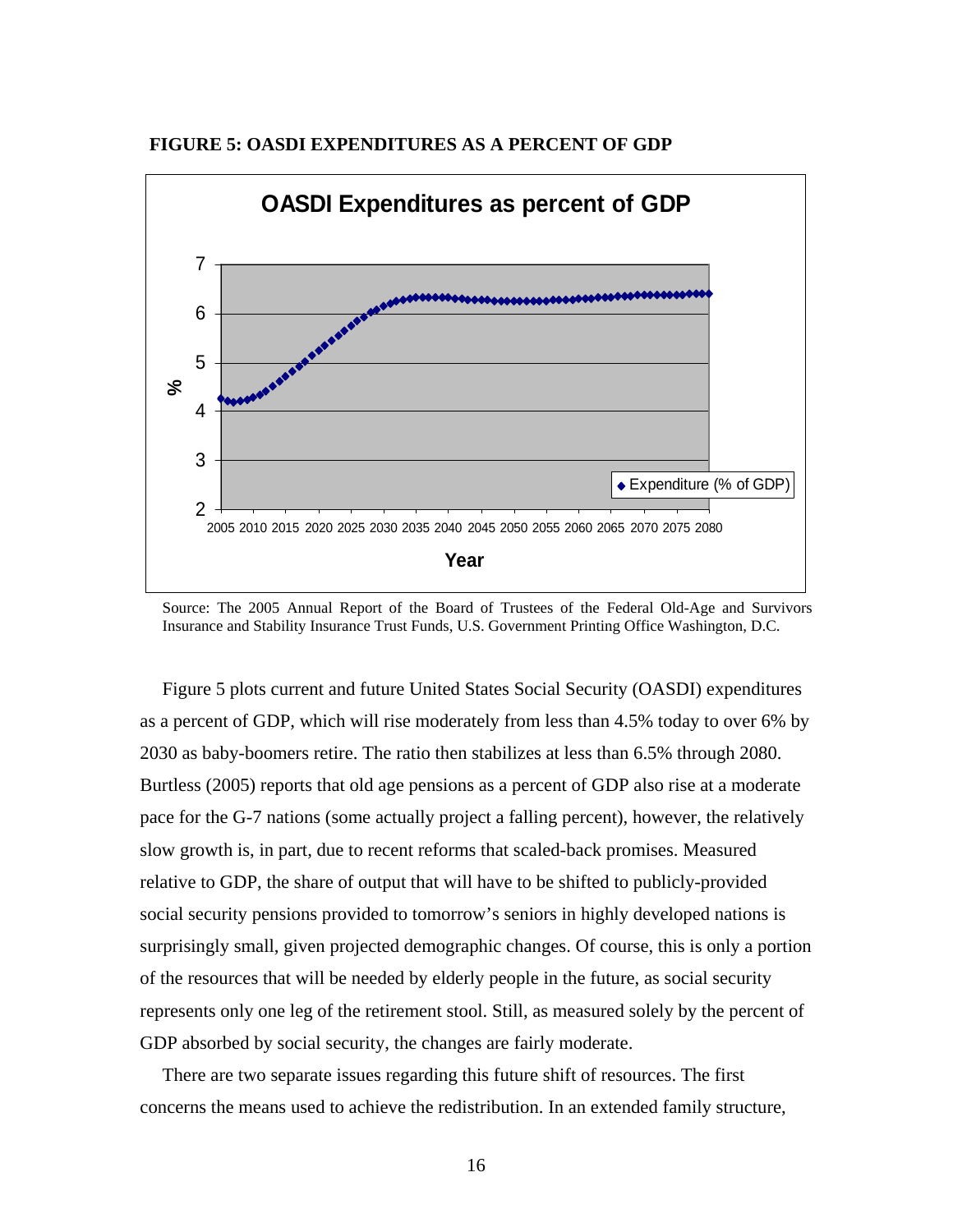**FIGURE 5: OASDI EXPENDITURES AS A PERCENT OF GDP**

Source: The 2005 Annual Report of the Board of Trustees of the Federal Old-Age and Survivors Insurance and Stability Insurance Trust Funds, U.S. Government Printing Office Washington, D.C.

Figure 5 plots current and future United States Social Security (OASDI) expenditures as a percent of GDP, which will rise moderately from less than 4.5% today to over 6% by 2030 as baby-boomers retire. The ratio then stabilizes at less than 6.5% through 2080. Burtless (2005) reports that old age pensions as a percent of GDP also rise at a moderate pace for the G-7 nations (some actually project a falling percent), however, the relatively slow growth is, in part, due to recent reforms that scaled-back promises. Measured relative to GDP, the share of output that will have to be shifted to publicly-provided social security pensions provided to tomorrow's seniors in highly developed nations is surprisingly small, given projected demographic changes. Of course, this is only a portion of the resources that will be needed by elderly people in the future, as social security represents only one leg of the retirement stool. Still, as measured solely by the percent of GDP absorbed by social security, the changes are fairly moderate.

There are two separate issues regarding this future shift of resources. The first concerns the means used to achieve the redistribution. In an extended family structure,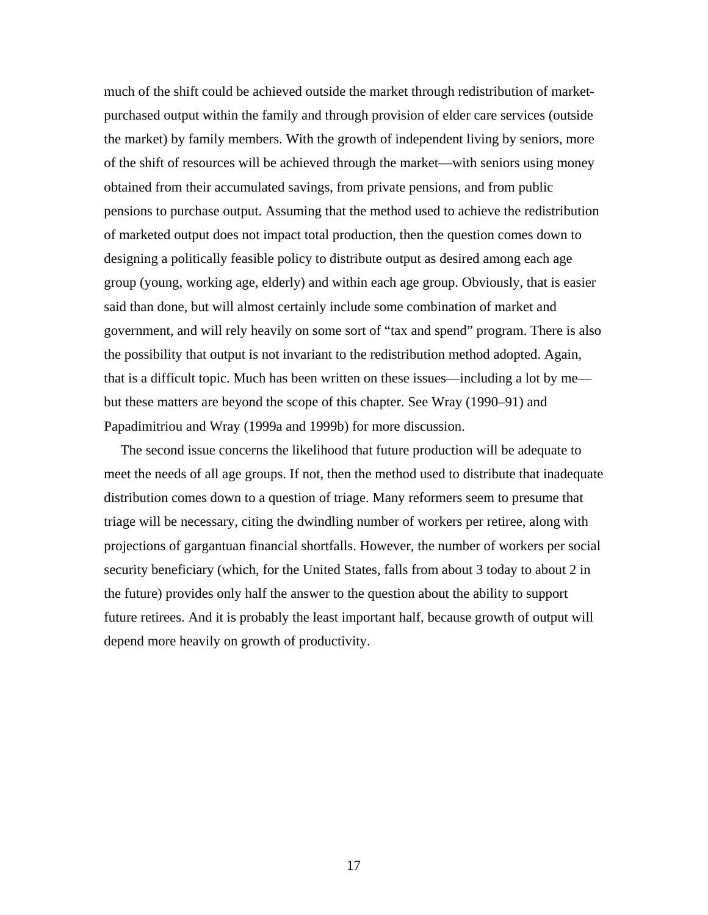much of the shift could be achieved outside the market through redistribution of market-purchased output within the family and through provision of elder care services (outside the market) by family members. With the growth of independent living by seniors, more of the shift of resources will be achieved through the market—with seniors using money obtained from their accumulated savings, from private pensions, and from public pensions to purchase output. Assuming that the method used to achieve the redistribution of marketed output does not impact total production, then the question comes down to designing a politically feasible policy to distribute output as desired among each age group (young, working age, elderly) and within each age group. Obviously, that is easier said than done, but will almost certainly include some combination of market and government, and will rely heavily on some sort of "tax and spend" program. There is also the possibility that output is not invariant to the redistribution method adopted. Again, that is a difficult topic. Much has been written on these issues—including a lot by me—but these matters are beyond the scope of this chapter. See Wray (1990–91) and Papadimitriou and Wray (1999a and 1999b) for more discussion.

The second issue concerns the likelihood that future production will be adequate to meet the needs of all age groups. If not, then the method used to distribute that inadequate distribution comes down to a question of triage. Many reformers seem to presume that triage will be necessary, citing the dwindling number of workers per retiree, along with projections of gargantuan financial shortfalls. However, the number of workers per social security beneficiary (which, for the United States, falls from about 3 today to about 2 in the future) provides only half the answer to the question about the ability to support future retirees. And it is probably the least important half, because growth of output will depend more heavily on growth of productivity.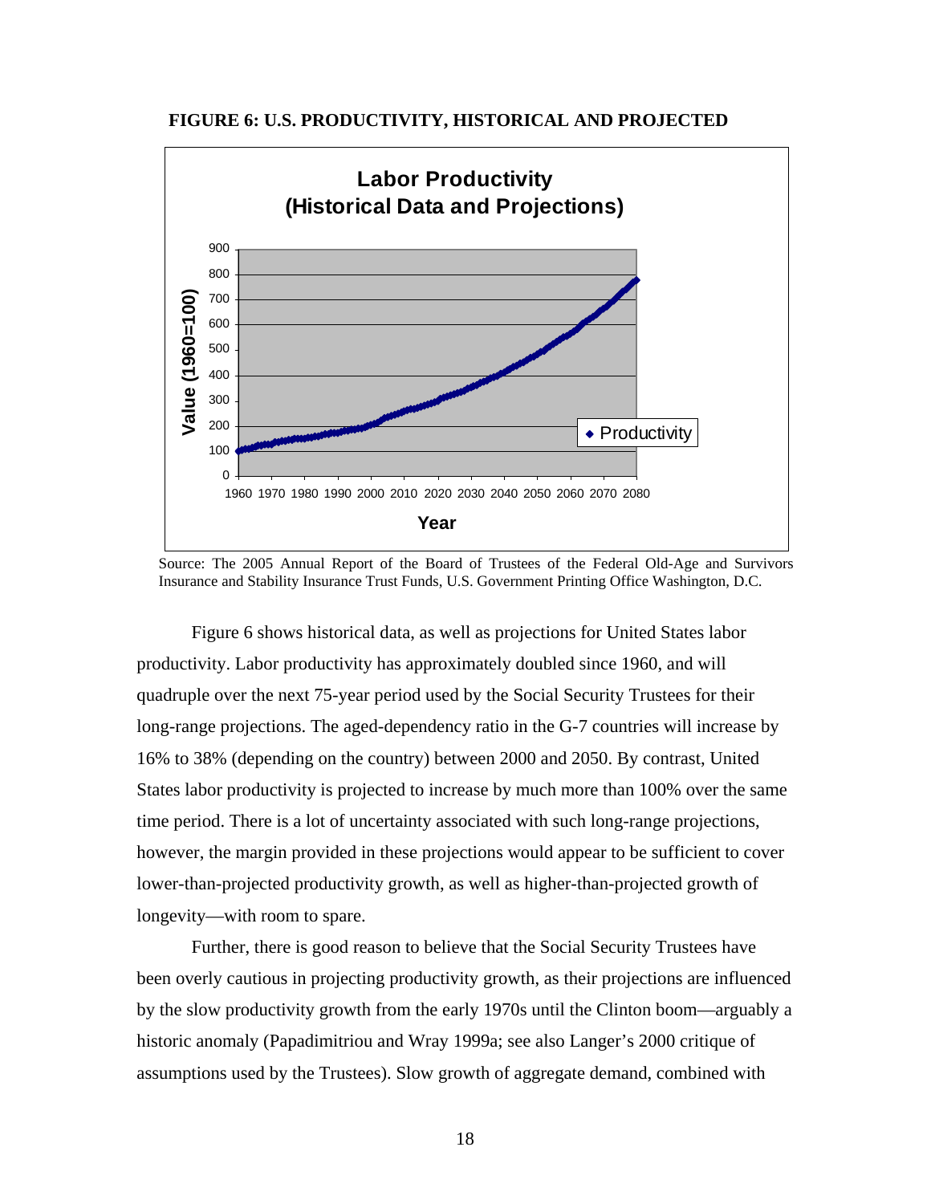**FIGURE 6: U.S. PRODUCTIVITY, HISTORICAL AND PROJECTED**

Source: The 2005 Annual Report of the Board of Trustees of the Federal Old-Age and Survivors Insurance and Stability Insurance Trust Funds, U.S. Government Printing Office Washington, D.C.

Figure 6 shows historical data, as well as projections for United States labor productivity. Labor productivity has approximately doubled since 1960, and will quadruple over the next 75-year period used by the Social Security Trustees for their long-range projections. The aged-dependency ratio in the G-7 countries will increase by 16% to 38% (depending on the country) between 2000 and 2050. By contrast, United States labor productivity is projected to increase by much more than 100% over the same time period. There is a lot of uncertainty associated with such long-range projections, however, the margin provided in these projections would appear to be sufficient to cover lower-than-projected productivity growth, as well as higher-than-projected growth of longevity—with room to spare.

Further, there is good reason to believe that the Social Security Trustees have been overly cautious in projecting productivity growth, as their projections are influenced by the slow productivity growth from the early 1970s until the Clinton boom—arguably a historic anomaly (Papadimitriou and Wray 1999a; see also Langer's 2000 critique of assumptions used by the Trustees). Slow growth of aggregate demand, combined with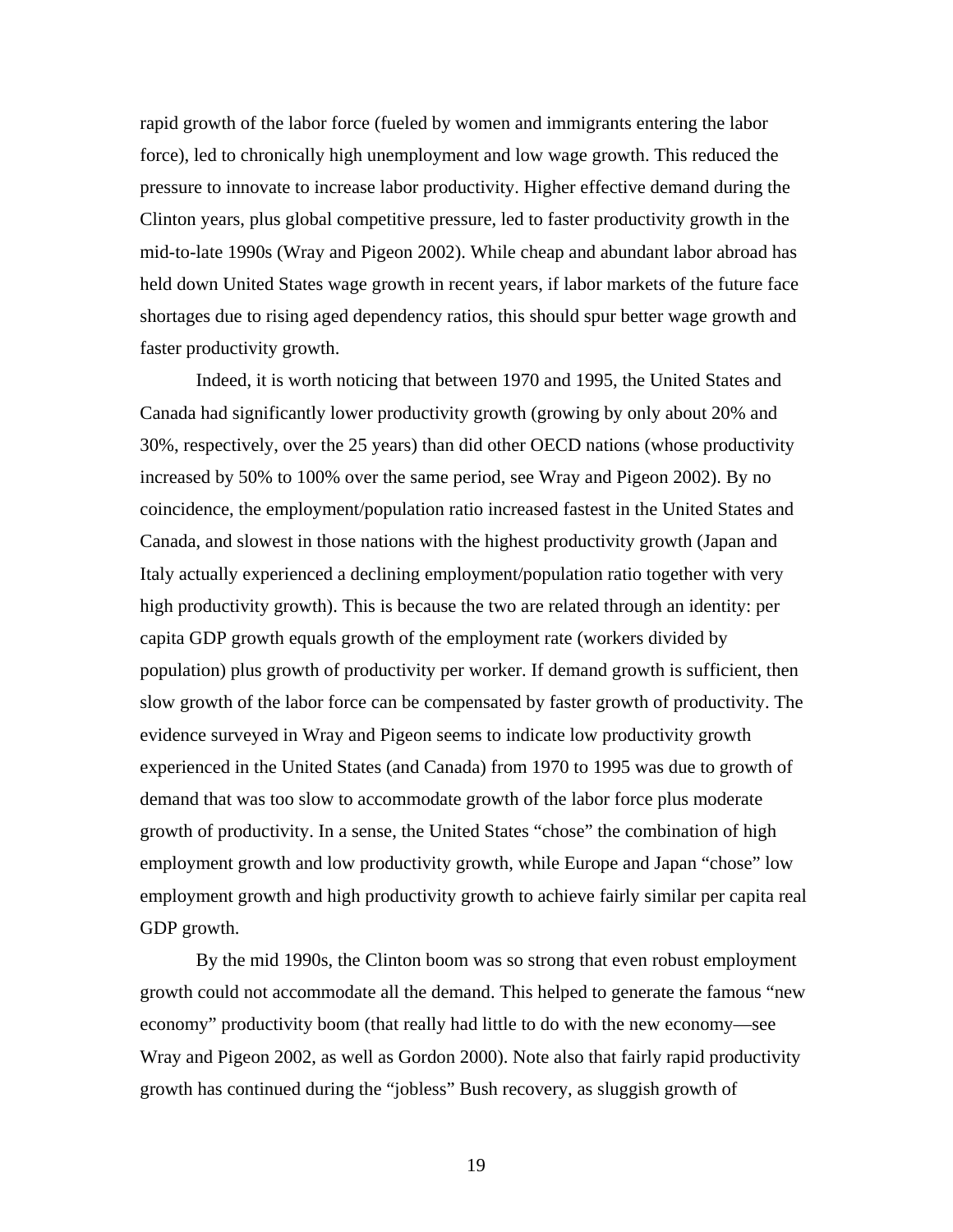rapid growth of the labor force (fueled by women and immigrants entering the labor force), led to chronically high unemployment and low wage growth. This reduced the pressure to innovate to increase labor productivity. Higher effective demand during the Clinton years, plus global competitive pressure, led to faster productivity growth in the mid-to-late 1990s (Wray and Pigeon 2002). While cheap and abundant labor abroad has held down United States wage growth in recent years, if labor markets of the future face shortages due to rising aged dependency ratios, this should spur better wage growth and faster productivity growth.

Indeed, it is worth noticing that between 1970 and 1995, the United States and Canada had significantly lower productivity growth (growing by only about 20% and 30%, respectively, over the 25 years) than did other OECD nations (whose productivity increased by 50% to 100% over the same period, see Wray and Pigeon 2002). By no coincidence, the employment/population ratio increased fastest in the United States and Canada, and slowest in those nations with the highest productivity growth (Japan and Italy actually experienced a declining employment/population ratio together with very high productivity growth). This is because the two are related through an identity: per capita GDP growth equals growth of the employment rate (workers divided by population) plus growth of productivity per worker. If demand growth is sufficient, then slow growth of the labor force can be compensated by faster growth of productivity. The evidence surveyed in Wray and Pigeon seems to indicate low productivity growth experienced in the United States (and Canada) from 1970 to 1995 was due to growth of demand that was too slow to accommodate growth of the labor force plus moderate growth of productivity. In a sense, the United States "chose" the combination of high employment growth and low productivity growth, while Europe and Japan "chose" low employment growth and high productivity growth to achieve fairly similar per capita real GDP growth.

By the mid 1990s, the Clinton boom was so strong that even robust employment growth could not accommodate all the demand. This helped to generate the famous "new economy" productivity boom (that really had little to do with the new economy—see Wray and Pigeon 2002, as well as Gordon 2000). Note also that fairly rapid productivity growth has continued during the "jobless" Bush recovery, as sluggish growth of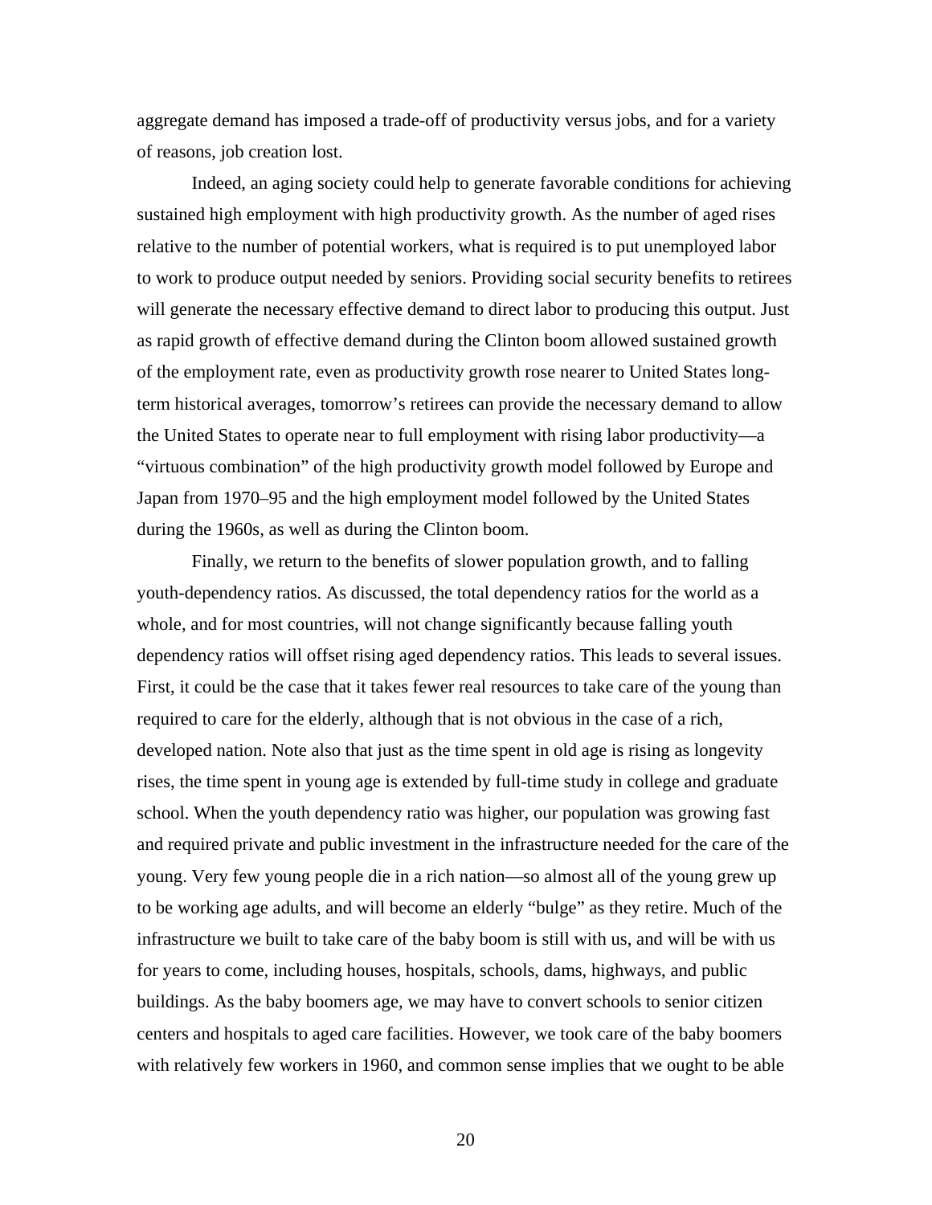aggregate demand has imposed a trade-off of productivity versus jobs, and for a variety of reasons, job creation lost.

Indeed, an aging society could help to generate favorable conditions for achieving sustained high employment with high productivity growth. As the number of aged rises relative to the number of potential workers, what is required is to put unemployed labor to work to produce output needed by seniors. Providing social security benefits to retirees will generate the necessary effective demand to direct labor to producing this output. Just as rapid growth of effective demand during the Clinton boom allowed sustained growth of the employment rate, even as productivity growth rose nearer to United States long-term historical averages, tomorrow's retirees can provide the necessary demand to allow the United States to operate near to full employment with rising labor productivity—a "virtuous combination" of the high productivity growth model followed by Europe and Japan from 1970–95 and the high employment model followed by the United States during the 1960s, as well as during the Clinton boom.

Finally, we return to the benefits of slower population growth, and to falling youth-dependency ratios. As discussed, the total dependency ratios for the world as a whole, and for most countries, will not change significantly because falling youth dependency ratios will offset rising aged dependency ratios. This leads to several issues. First, it could be the case that it takes fewer real resources to take care of the young than required to care for the elderly, although that is not obvious in the case of a rich, developed nation. Note also that just as the time spent in old age is rising as longevity rises, the time spent in young age is extended by full-time study in college and graduate school. When the youth dependency ratio was higher, our population was growing fast and required private and public investment in the infrastructure needed for the care of the young. Very few young people die in a rich nation—so almost all of the young grew up to be working age adults, and will become an elderly "bulge" as they retire. Much of the infrastructure we built to take care of the baby boom is still with us, and will be with us for years to come, including houses, hospitals, schools, dams, highways, and public buildings. As the baby boomers age, we may have to convert schools to senior citizen centers and hospitals to aged care facilities. However, we took care of the baby boomers with relatively few workers in 1960, and common sense implies that we ought to be able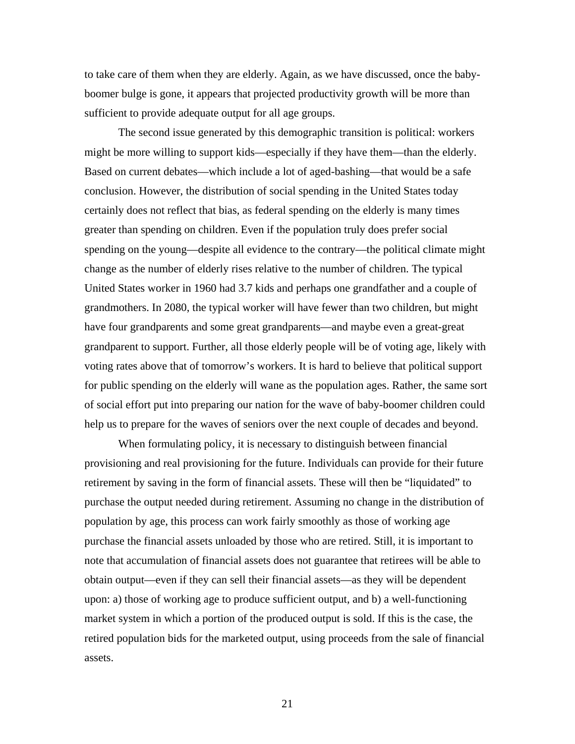to take care of them when they are elderly. Again, as we have discussed, once the baby-boomer bulge is gone, it appears that projected productivity growth will be more than sufficient to provide adequate output for all age groups.

The second issue generated by this demographic transition is political: workers might be more willing to support kids—especially if they have them—than the elderly. Based on current debates—which include a lot of aged-bashing—that would be a safe conclusion. However, the distribution of social spending in the United States today certainly does not reflect that bias, as federal spending on the elderly is many times greater than spending on children. Even if the population truly does prefer social spending on the young—despite all evidence to the contrary—the political climate might change as the number of elderly rises relative to the number of children. The typical United States worker in 1960 had 3.7 kids and perhaps one grandfather and a couple of grandmothers. In 2080, the typical worker will have fewer than two children, but might have four grandparents and some great grandparents—and maybe even a great-great grandparent to support. Further, all those elderly people will be of voting age, likely with voting rates above that of tomorrow's workers. It is hard to believe that political support for public spending on the elderly will wane as the population ages. Rather, the same sort of social effort put into preparing our nation for the wave of baby-boomer children could help us to prepare for the waves of seniors over the next couple of decades and beyond.

When formulating policy, it is necessary to distinguish between financial provisioning and real provisioning for the future. Individuals can provide for their future retirement by saving in the form of financial assets. These will then be "liquidated" to purchase the output needed during retirement. Assuming no change in the distribution of population by age, this process can work fairly smoothly as those of working age purchase the financial assets unloaded by those who are retired. Still, it is important to note that accumulation of financial assets does not guarantee that retirees will be able to obtain output—even if they can sell their financial assets—as they will be dependent upon: a) those of working age to produce sufficient output, and b) a well-functioning market system in which a portion of the produced output is sold. If this is the case, the retired population bids for the marketed output, using proceeds from the sale of financial assets.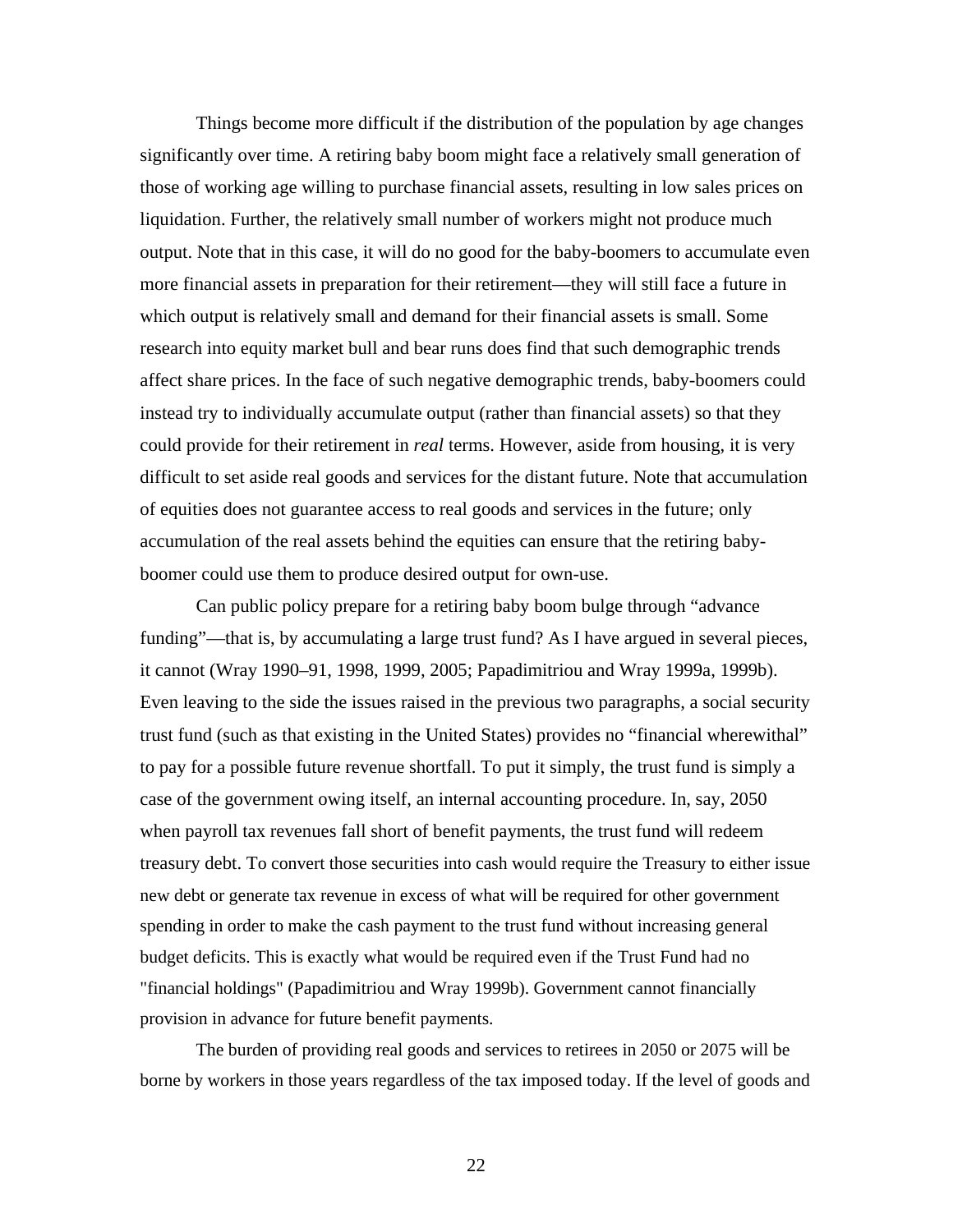Things become more difficult if the distribution of the population by age changes significantly over time. A retiring baby boom might face a relatively small generation of those of working age willing to purchase financial assets, resulting in low sales prices on liquidation. Further, the relatively small number of workers might not produce much output. Note that in this case, it will do no good for the baby-boomers to accumulate even more financial assets in preparation for their retirement—they will still face a future in which output is relatively small and demand for their financial assets is small. Some research into equity market bull and bear runs does find that such demographic trends affect share prices. In the face of such negative demographic trends, baby-boomers could instead try to individually accumulate output (rather than financial assets) so that they could provide for their retirement in *real* terms. However, aside from housing, it is very difficult to set aside real goods and services for the distant future. Note that accumulation of equities does not guarantee access to real goods and services in the future; only accumulation of the real assets behind the equities can ensure that the retiring baby-boomer could use them to produce desired output for own-use.

Can public policy prepare for a retiring baby boom bulge through "advance funding"—that is, by accumulating a large trust fund? As I have argued in several pieces, it cannot (Wray 1990–91, 1998, 1999, 2005; Papadimitriou and Wray 1999a, 1999b). Even leaving to the side the issues raised in the previous two paragraphs, a social security trust fund (such as that existing in the United States) provides no "financial wherewithal" to pay for a possible future revenue shortfall. To put it simply, the trust fund is simply a case of the government owing itself, an internal accounting procedure. In, say, 2050 when payroll tax revenues fall short of benefit payments, the trust fund will redeem treasury debt. To convert those securities into cash would require the Treasury to either issue new debt or generate tax revenue in excess of what will be required for other government spending in order to make the cash payment to the trust fund without increasing general budget deficits. This is exactly what would be required even if the Trust Fund had no "financial holdings" (Papadimitriou and Wray 1999b). Government cannot financially provision in advance for future benefit payments.

The burden of providing real goods and services to retirees in 2050 or 2075 will be borne by workers in those years regardless of the tax imposed today. If the level of goods and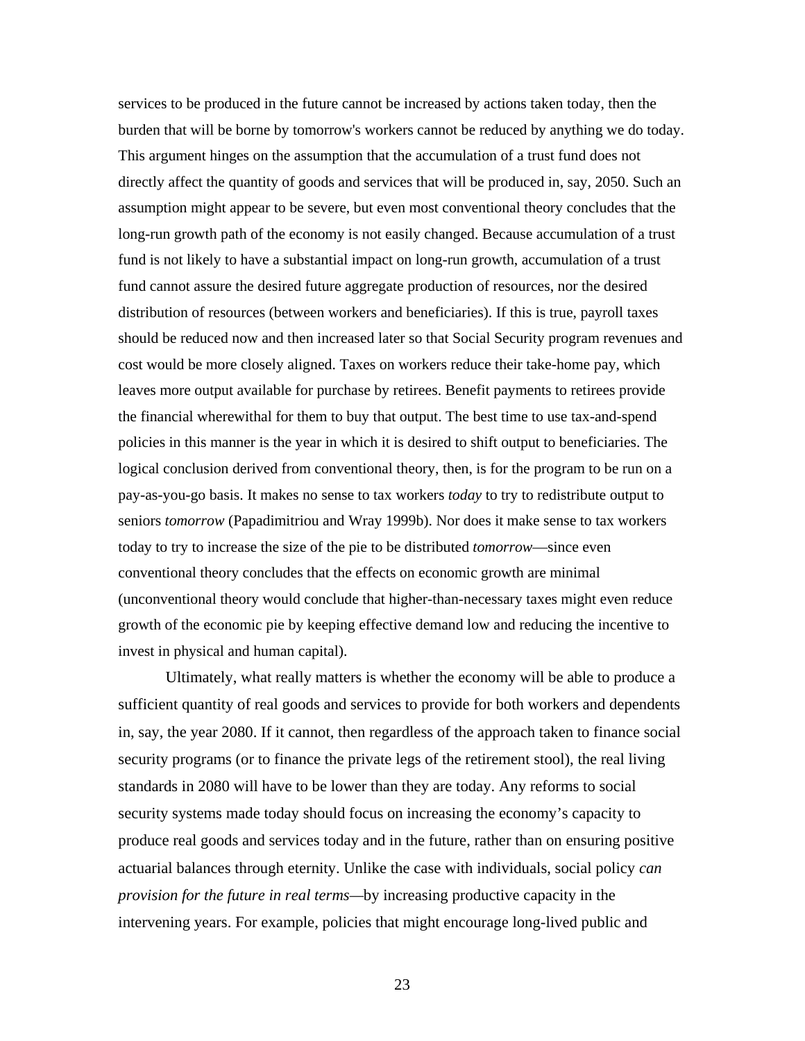services to be produced in the future cannot be increased by actions taken today, then the burden that will be borne by tomorrow's workers cannot be reduced by anything we do today. This argument hinges on the assumption that the accumulation of a trust fund does not directly affect the quantity of goods and services that will be produced in, say, 2050. Such an assumption might appear to be severe, but even most conventional theory concludes that the long-run growth path of the economy is not easily changed. Because accumulation of a trust fund is not likely to have a substantial impact on long-run growth, accumulation of a trust fund cannot assure the desired future aggregate production of resources, nor the desired distribution of resources (between workers and beneficiaries). If this is true, payroll taxes should be reduced now and then increased later so that Social Security program revenues and cost would be more closely aligned. Taxes on workers reduce their take-home pay, which leaves more output available for purchase by retirees. Benefit payments to retirees provide the financial wherewithal for them to buy that output. The best time to use tax-and-spend policies in this manner is the year in which it is desired to shift output to beneficiaries. The logical conclusion derived from conventional theory, then, is for the program to be run on a pay-as-you-go basis. It makes no sense to tax workers *today* to try to redistribute output to seniors *tomorrow* (Papadimitriou and Wray 1999b). Nor does it make sense to tax workers today to try to increase the size of the pie to be distributed *tomorrow*—since even conventional theory concludes that the effects on economic growth are minimal (unconventional theory would conclude that higher-than-necessary taxes might even reduce growth of the economic pie by keeping effective demand low and reducing the incentive to invest in physical and human capital).

Ultimately, what really matters is whether the economy will be able to produce a sufficient quantity of real goods and services to provide for both workers and dependents in, say, the year 2080. If it cannot, then regardless of the approach taken to finance social security programs (or to finance the private legs of the retirement stool), the real living standards in 2080 will have to be lower than they are today. Any reforms to social security systems made today should focus on increasing the economy's capacity to produce real goods and services today and in the future, rather than on ensuring positive actuarial balances through eternity. Unlike the case with individuals, social policy *can provision for the future in real terms*—by increasing productive capacity in the intervening years. For example, policies that might encourage long-lived public and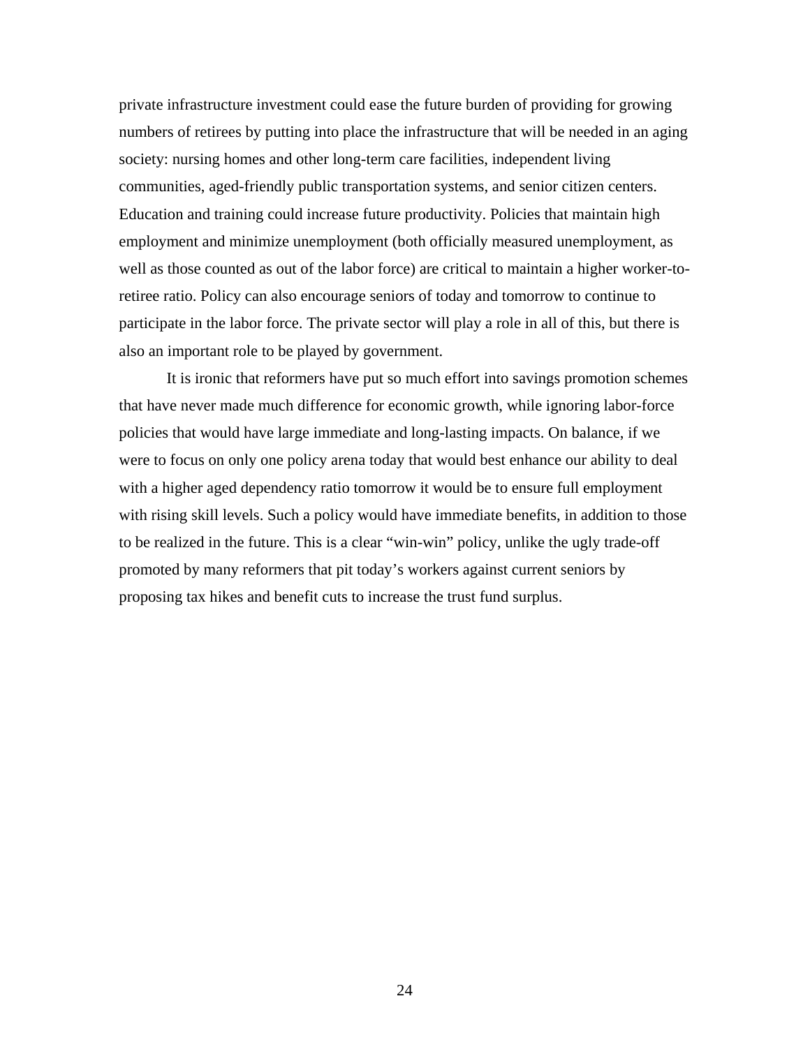private infrastructure investment could ease the future burden of providing for growing numbers of retirees by putting into place the infrastructure that will be needed in an aging society: nursing homes and other long-term care facilities, independent living communities, aged-friendly public transportation systems, and senior citizen centers. Education and training could increase future productivity. Policies that maintain high employment and minimize unemployment (both officially measured unemployment, as well as those counted as out of the labor force) are critical to maintain a higher worker-to-retiree ratio. Policy can also encourage seniors of today and tomorrow to continue to participate in the labor force. The private sector will play a role in all of this, but there is also an important role to be played by government.

It is ironic that reformers have put so much effort into savings promotion schemes that have never made much difference for economic growth, while ignoring labor-force policies that would have large immediate and long-lasting impacts. On balance, if we were to focus on only one policy arena today that would best enhance our ability to deal with a higher aged dependency ratio tomorrow it would be to ensure full employment with rising skill levels. Such a policy would have immediate benefits, in addition to those to be realized in the future. This is a clear "win-win" policy, unlike the ugly trade-off promoted by many reformers that pit today's workers against current seniors by proposing tax hikes and benefit cuts to increase the trust fund surplus.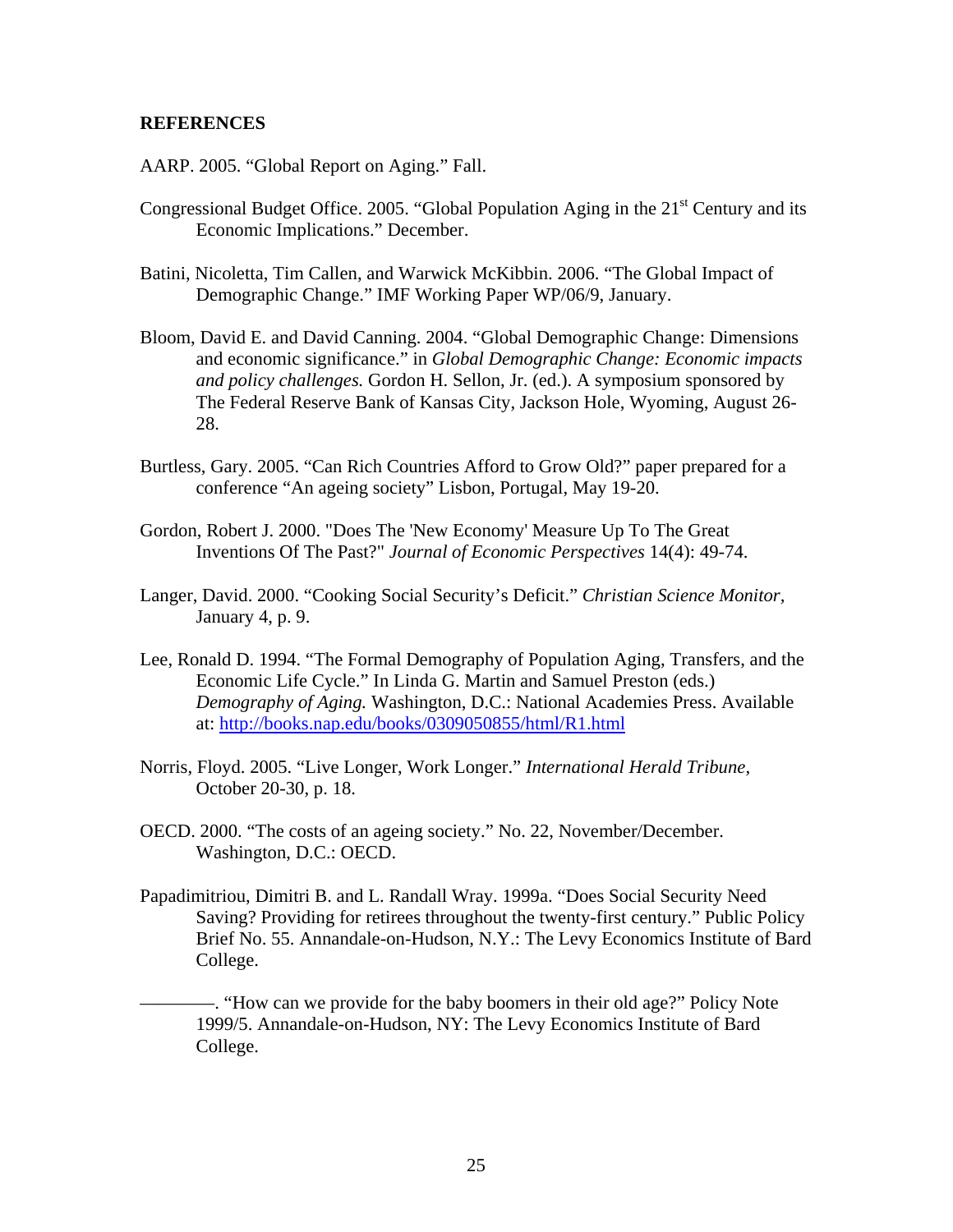**REFERENCES**

AARP. 2005. "Global Report on Aging." Fall.

Congressional Budget Office. 2005. "Global Population Aging in the 21st Century and its Economic Implications." December.

Batini, Nicoletta, Tim Callen, and Warwick McKibbin. 2006. "The Global Impact of Demographic Change." IMF Working Paper WP/06/9, January.

Bloom, David E. and David Canning. 2004. "Global Demographic Change: Dimensions and economic significance." in *Global Demographic Change: Economic impacts and policy challenges.* Gordon H. Sellon, Jr. (ed.). A symposium sponsored by The Federal Reserve Bank of Kansas City, Jackson Hole, Wyoming, August 26-28.

Burtless, Gary. 2005. "Can Rich Countries Afford to Grow Old?" paper prepared for a conference "An ageing society" Lisbon, Portugal, May 19-20.

Gordon, Robert J. 2000. "Does The 'New Economy' Measure Up To The Great Inventions Of The Past?" *Journal of Economic Perspectives* 14(4): 49-74.

Langer, David. 2000. "Cooking Social Security's Deficit." *Christian Science Monitor,* January 4, p. 9.

Lee, Ronald D. 1994. "The Formal Demography of Population Aging, Transfers, and the Economic Life Cycle." In Linda G. Martin and Samuel Preston (eds.) *Demography of Aging.* Washington, D.C.: National Academies Press. Available at: http://books.nap.edu/books/0309050855/html/R1.html

Norris, Floyd. 2005. "Live Longer, Work Longer." *International Herald Tribune,* October 20-30, p. 18.

OECD. 2000. "The costs of an ageing society." No. 22, November/December. Washington, D.C.: OECD.

Papadimitriou, Dimitri B. and L. Randall Wray. 1999a. "Does Social Security Need Saving? Providing for retirees throughout the twenty-first century." Public Policy Brief No. 55. Annandale-on-Hudson, N.Y.: The Levy Economics Institute of Bard College.

————. "How can we provide for the baby boomers in their old age?" Policy Note 1999/5. Annandale-on-Hudson, NY: The Levy Economics Institute of Bard College.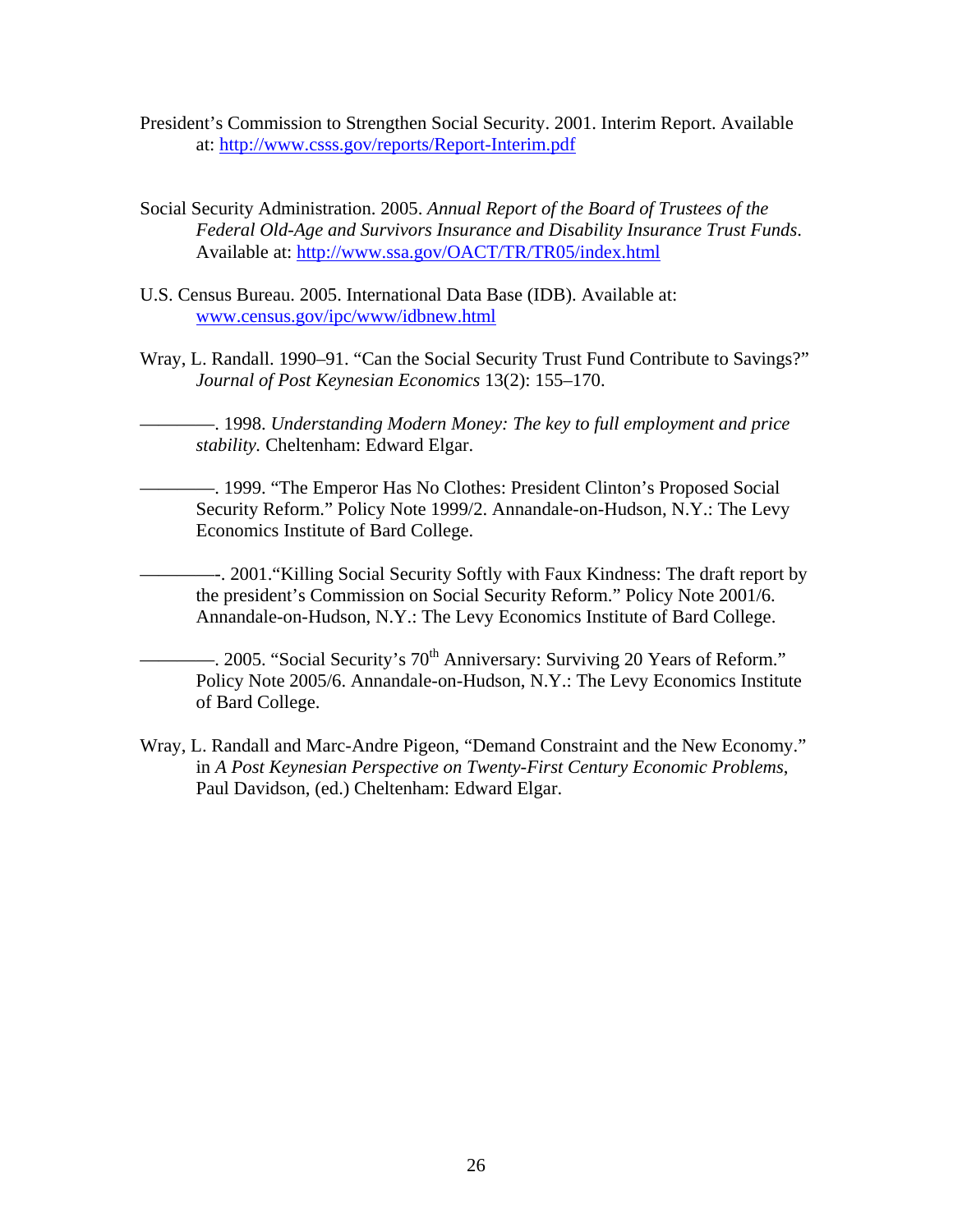President's Commission to Strengthen Social Security. 2001. Interim Report. Available at: http://www.csss.gov/reports/Report-Interim.pdf

Social Security Administration. 2005. *Annual Report of the Board of Trustees of the Federal Old-Age and Survivors Insurance and Disability Insurance Trust Funds*. Available at: http://www.ssa.gov/OACT/TR/TR05/index.html

U.S. Census Bureau. 2005. International Data Base (IDB). Available at: www.census.gov/ipc/www/idbnew.html

Wray, L. Randall. 1990–91. "Can the Social Security Trust Fund Contribute to Savings?" *Journal of Post Keynesian Economics* 13(2): 155–170.

————. 1998. *Understanding Modern Money: The key to full employment and price stability.* Cheltenham: Edward Elgar.

————. 1999. "The Emperor Has No Clothes: President Clinton's Proposed Social Security Reform." Policy Note 1999/2. Annandale-on-Hudson, N.Y.: The Levy Economics Institute of Bard College.

————-. 2001."Killing Social Security Softly with Faux Kindness: The draft report by the president's Commission on Social Security Reform." Policy Note 2001/6. Annandale-on-Hudson, N.Y.: The Levy Economics Institute of Bard College.

————. 2005. "Social Security's 70th Anniversary: Surviving 20 Years of Reform." Policy Note 2005/6. Annandale-on-Hudson, N.Y.: The Levy Economics Institute of Bard College.

Wray, L. Randall and Marc-Andre Pigeon, "Demand Constraint and the New Economy." in *A Post Keynesian Perspective on Twenty-First Century Economic Problems*, Paul Davidson, (ed.) Cheltenham: Edward Elgar.